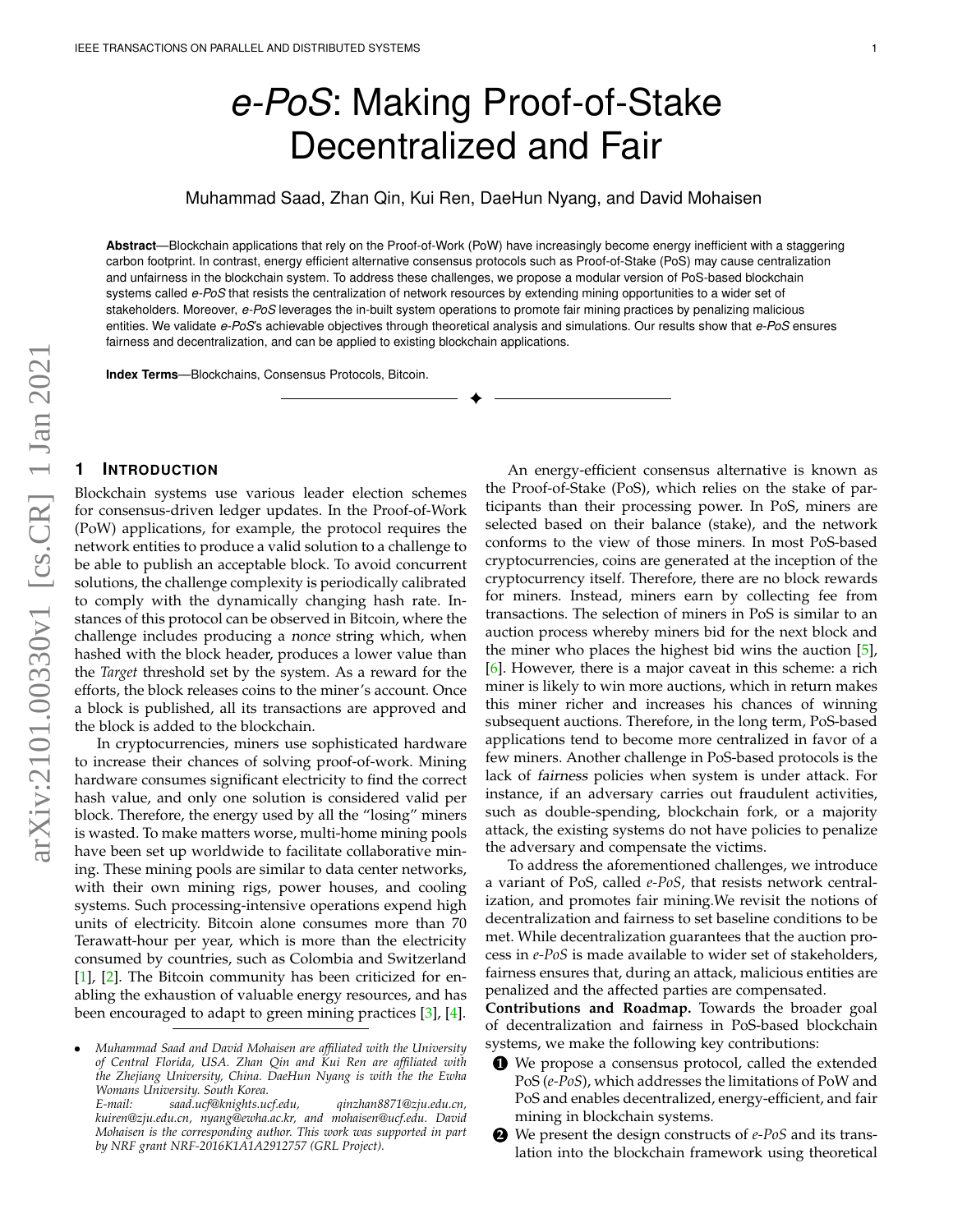# *e-PoS*: Making Proof-of-Stake Decentralized and Fair

Muhammad Saad, Zhan Qin, Kui Ren, DaeHun Nyang, and David Mohaisen

**Abstract**—Blockchain applications that rely on the Proof-of-Work (PoW) have increasingly become energy inefficient with a staggering carbon footprint. In contrast, energy efficient alternative consensus protocols such as Proof-of-Stake (PoS) may cause centralization and unfairness in the blockchain system. To address these challenges, we propose a modular version of PoS-based blockchain systems called *e-PoS* that resists the centralization of network resources by extending mining opportunities to a wider set of stakeholders. Moreover, *e-PoS* leverages the in-built system operations to promote fair mining practices by penalizing malicious entities. We validate *e-PoS*'s achievable objectives through theoretical analysis and simulations. Our results show that *e-PoS* ensures fairness and decentralization, and can be applied to existing blockchain applications.

**Index Terms**—Blockchains, Consensus Protocols, Bitcoin.

## 1 Introduction

Blockchain systems use various leader election schemes for consensus-driven ledger updates. In the Proof-of-Work (PoW) applications, for example, the protocol requires the network entities to produce a valid solution to a challenge to be able to publish an acceptable block. To avoid concurrent solutions, the challenge complexity is periodically calibrated to comply with the dynamically changing hash rate. Instances of this protocol can be observed in Bitcoin, where the challenge includes producing a *nonce* string which, when hashed with the block header, produces a lower value than the *Target* threshold set by the system. As a reward for the efforts, the block releases coins to the miner's account. Once a block is published, all its transactions are approved and the block is added to the blockchain.

In cryptocurrencies, miners use sophisticated hardware to increase their chances of solving proof-of-work. Mining hardware consumes significant electricity to find the correct hash value, and only one solution is considered valid per block. Therefore, the energy used by all the "losing" miners is wasted. To make matters worse, multi-home mining pools have been set up worldwide to facilitate collaborative mining. These mining pools are similar to data center networks, with their own mining rigs, power houses, and cooling systems. Such processing-intensive operations expend high units of electricity. Bitcoin alone consumes more than 70 Terawatt-hour per year, which is more than the electricity consumed by countries, such as Colombia and Switzerland [1], [2]. The Bitcoin community has been criticized for enabling the exhaustion of valuable energy resources, and has been encouraged to adapt to green mining practices [3], [4].

An energy-efficient consensus alternative is known as the Proof-of-Stake (PoS), which relies on the stake of participants than their processing power. In PoS, miners are selected based on their balance (stake), and the network conforms to the view of those miners. In most PoS-based cryptocurrencies, coins are generated at the inception of the cryptocurrency itself. Therefore, there are no block rewards for miners. Instead, miners earn by collecting fee from transactions. The selection of miners in PoS is similar to an auction process whereby miners bid for the next block and the miner who places the highest bid wins the auction [5], [6]. However, there is a major caveat in this scheme: a rich miner is likely to win more auctions, which in return makes this miner richer and increases his chances of winning subsequent auctions. Therefore, in the long term, PoS-based applications tend to become more centralized in favor of a few miners. Another challenge in PoS-based protocols is the lack of *fairness* policies when system is under attack. For instance, if an adversary carries out fraudulent activities, such as double-spending, blockchain fork, or a majority attack, the existing systems do not have policies to penalize the adversary and compensate the victims.

To address the aforementioned challenges, we introduce a variant of PoS, called *e-PoS*, that resists network centralization, and promotes fair mining.We revisit the notions of decentralization and fairness to set baseline conditions to be met. While decentralization guarantees that the auction process in *e-PoS* is made available to wider set of stakeholders, fairness ensures that, during an attack, malicious entities are penalized and the affected parties are compensated.

**Contributions and Roadmap.** Towards the broader goal of decentralization and fairness in PoS-based blockchain systems, we make the following key contributions:

1. We propose a consensus protocol, called the extended PoS (*e-PoS*), which addresses the limitations of PoW and PoS and enables decentralized, energy-efficient, and fair mining in blockchain systems.
2. We present the design constructs of *e-PoS* and its translation into the blockchain framework using theoretical

- *Muhammad Saad and David Mohaisen are affiliated with the University of Central Florida, USA. Zhan Qin and Kui Ren are affiliated with the Zhejiang University, China. DaeHun Nyang is with the the Ewha Womans University. South Korea.*
  *E-mail: saad.ucf@knights.ucf.edu, qinzhan8871@zju.edu.cn, kuiren@zju.edu.cn, nyang@ewha.ac.kr, and mohaisen@ucf.edu. David Mohaisen is the corresponding author. This work was supported in part by NRF grant NRF-2016K1A1A2912757 (GRL Project).*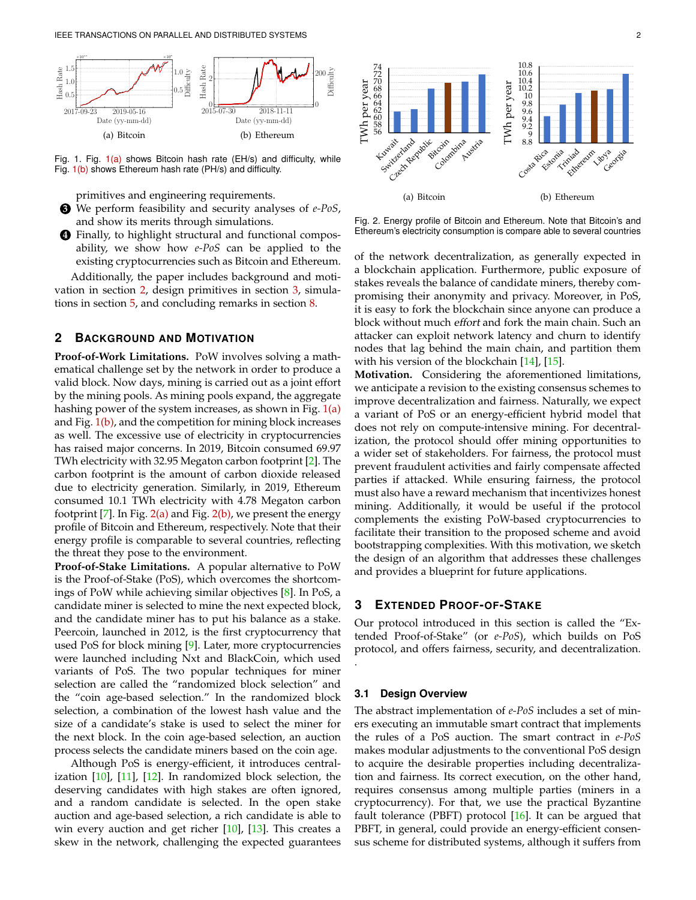Fig. 1. Fig. 1(a) shows Bitcoin hash rate (EH/s) and difficulty, while Fig. 1(b) shows Ethereum hash rate (PH/s) and difficulty.

Fig. 2. Energy profile of Bitcoin and Ethereum. Note that Bitcoin's and Ethereum's electricity consumption is compare able to several countries

primitives and engineering requirements.

3. We perform feasibility and security analyses of *e-PoS*, and show its merits through simulations.
4. Finally, to highlight structural and functional composability, we show how *e-PoS* can be applied to the existing cryptocurrencies such as Bitcoin and Ethereum.

Additionally, the paper includes background and motivation in section 2, design primitives in section 3, simulations in section 5, and concluding remarks in section 8.

## 2 Background and Motivation

**Proof-of-Work Limitations.** PoW involves solving a mathematical challenge set by the network in order to produce a valid block. Now days, mining is carried out as a joint effort by the mining pools. As mining pools expand, the aggregate hashing power of the system increases, as shown in Fig. 1(a) and Fig. 1(b), and the competition for mining block increases as well. The excessive use of electricity in cryptocurrencies has raised major concerns. In 2019, Bitcoin consumed 69.97 TWh electricity with 32.95 Megaton carbon footprint [2]. The carbon footprint is the amount of carbon dioxide released due to electricity generation. Similarly, in 2019, Ethereum consumed 10.1 TWh electricity with 4.78 Megaton carbon footprint [7]. In Fig. 2(a) and Fig. 2(b), we present the energy profile of Bitcoin and Ethereum, respectively. Note that their energy profile is comparable to several countries, reflecting the threat they pose to the environment.

**Proof-of-Stake Limitations.** A popular alternative to PoW is the Proof-of-Stake (PoS), which overcomes the shortcomings of PoW while achieving similar objectives [8]. In PoS, a candidate miner is selected to mine the next expected block, and the candidate miner has to put his balance as a stake. Peercoin, launched in 2012, is the first cryptocurrency that used PoS for block mining [9]. Later, more cryptocurrencies were launched including Nxt and BlackCoin, which used variants of PoS. The two popular techniques for miner selection are called the "randomized block selection" and the "coin age-based selection." In the randomized block selection, a combination of the lowest hash value and the size of a candidate's stake is used to select the miner for the next block. In the coin age-based selection, an auction process selects the candidate miners based on the coin age.

Although PoS is energy-efficient, it introduces centralization [10], [11], [12]. In randomized block selection, the deserving candidates with high stakes are often ignored, and a random candidate is selected. In the open stake auction and age-based selection, a rich candidate is able to win every auction and get richer [10], [13]. This creates a skew in the network, challenging the expected guarantees of the network decentralization, as generally expected in a blockchain application. Furthermore, public exposure of stakes reveals the balance of candidate miners, thereby compromising their anonymity and privacy. Moreover, in PoS, it is easy to fork the blockchain since anyone can produce a block without much *effort* and fork the main chain. Such an attacker can exploit network latency and churn to identify nodes that lag behind the main chain, and partition them with his version of the blockchain [14], [15].

**Motivation.** Considering the aforementioned limitations, we anticipate a revision to the existing consensus schemes to improve decentralization and fairness. Naturally, we expect a variant of PoS or an energy-efficient hybrid model that does not rely on compute-intensive mining. For decentralization, the protocol should offer mining opportunities to a wider set of stakeholders. For fairness, the protocol must prevent fraudulent activities and fairly compensate affected parties if attacked. While ensuring fairness, the protocol must also have a reward mechanism that incentivizes honest mining. Additionally, it would be useful if the protocol complements the existing PoW-based cryptocurrencies to facilitate their transition to the proposed scheme and avoid bootstrapping complexities. With this motivation, we sketch the design of an algorithm that addresses these challenges and provides a blueprint for future applications.

## 3 Extended Proof-of-Stake

Our protocol introduced in this section is called the "Extended Proof-of-Stake" (or *e-PoS*), which builds on PoS protocol, and offers fairness, security, and decentralization.

### 3.1 Design Overview

The abstract implementation of *e-PoS* includes a set of miners executing an immutable smart contract that implements the rules of a PoS auction. The smart contract in *e-PoS* makes modular adjustments to the conventional PoS design to acquire the desirable properties including decentralization and fairness. Its correct execution, on the other hand, requires consensus among multiple parties (miners in a cryptocurrency). For that, we use the practical Byzantine fault tolerance (PBFT) protocol [16]. It can be argued that PBFT, in general, could provide an energy-efficient consensus scheme for distributed systems, although it suffers from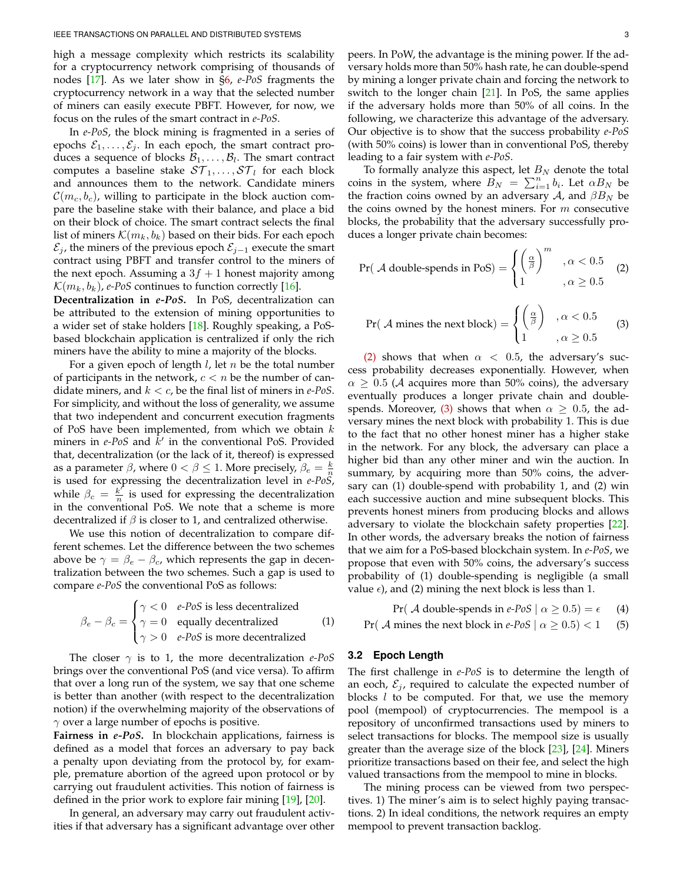high a message complexity which restricts its scalability for a cryptocurrency network comprising of thousands of nodes [17]. As we later show in §6, *e-PoS* fragments the cryptocurrency network in a way that the selected number of miners can easily execute PBFT. However, for now, we focus on the rules of the smart contract in *e-PoS*.

In *e-PoS*, the block mining is fragmented in a series of epochs $\mathcal{E}_1, \ldots, \mathcal{E}_j$. In each epoch, the smart contract produces a sequence of blocks $\mathcal{B}_1, \ldots, \mathcal{B}_l$. The smart contract computes a baseline stake $\mathcal{ST}_1, \ldots, \mathcal{ST}_l$ for each block and announces them to the network. Candidate miners $\mathcal{C}(m_c, b_c)$, willing to participate in the block auction compare the baseline stake with their balance, and place a bid on their block of choice. The smart contract selects the final list of miners $\mathcal{K}(m_k, b_k)$ based on their bids. For each epoch $\mathcal{E}_j$, the miners of the previous epoch $\mathcal{E}_{j-1}$ execute the smart contract using PBFT and transfer control to the miners of the next epoch. Assuming a $3f+1$ honest majority among $\mathcal{K}(m_k, b_k)$, *e-PoS* continues to function correctly [16].

**Decentralization in *e-PoS*.** In PoS, decentralization can be attributed to the extension of mining opportunities to a wider set of stake holders [18]. Roughly speaking, a PoS-based blockchain application is centralized if only the rich miners have the ability to mine a majority of the blocks.

For a given epoch of length $l$, let $n$ be the total number of participants in the network, $c < n$ be the number of candidate miners, and $k < c$, be the final list of miners in *e-PoS*. For simplicity, and without the loss of generality, we assume that two independent and concurrent execution fragments of PoS have been implemented, from which we obtain $k$ miners in *e-PoS* and $k'$ in the conventional PoS. Provided that, decentralization (or the lack of it, thereof) is expressed as a parameter $\beta$, where $0 < \beta \leq 1$. More precisely, $\beta_e = \frac{k}{n}$ is used for expressing the decentralization level in *e-PoS*, while $\beta_c = \frac{k'}{n}$ is used for expressing the decentralization in the conventional PoS. We note that a scheme is more decentralized if $\beta$ is closer to 1, and centralized otherwise.

We use this notion of decentralization to compare different schemes. Let the difference between the two schemes above be $\gamma = \beta_e - \beta_c$, which represents the gap in decentralization between the two schemes. Such a gap is used to compare *e-PoS* the conventional PoS as follows:

$$\beta_e - \beta_c = \begin{cases} \gamma < 0 & \textit{e-PoS} \text{ is less decentralized} \\ \gamma = 0 & \text{equally decentralized} \\ \gamma > 0 & \textit{e-PoS} \text{ is more decentralized} \end{cases} \tag{1}$$

The closer $\gamma$ is to 1, the more decentralization *e-PoS* brings over the conventional PoS (and vice versa). To affirm that over a long run of the system, we say that one scheme is better than another (with respect to the decentralization notion) if the overwhelming majority of the observations of $\gamma$ over a large number of epochs is positive.

**Fairness in *e-PoS*.** In blockchain applications, fairness is defined as a model that forces an adversary to pay back a penalty upon deviating from the protocol by, for example, premature abortion of the agreed upon protocol or by carrying out fraudulent activities. This notion of fairness is defined in the prior work to explore fair mining [19], [20].

In general, an adversary may carry out fraudulent activities if that adversary has a significant advantage over other peers. In PoW, the advantage is the mining power. If the adversary holds more than 50% hash rate, he can double-spend by mining a longer private chain and forcing the network to switch to the longer chain [21]. In PoS, the same applies if the adversary holds more than 50% of all coins. In the following, we characterize this advantage of the adversary. Our objective is to show that the success probability *e-PoS* (with 50% coins) is lower than in conventional PoS, thereby leading to a fair system with *e-PoS*.

To formally analyze this aspect, let $B_N$ denote the total coins in the system, where $B_N = \sum_{i=1}^{n} b_i$. Let $\alpha B_N$ be the fraction coins owned by an adversary $\mathcal{A}$, and $\beta B_N$ be the coins owned by the honest miners. For $m$ consecutive blocks, the probability that the adversary successfully produces a longer private chain becomes:

$$\Pr(\mathcal{A} \text{ double-spends in PoS}) = \begin{cases} \left(\frac{\alpha}{\beta}\right)^m & , \alpha < 0.5 \\ 1 & , \alpha \geq 0.5 \end{cases} \tag{2}$$

$$\Pr(\mathcal{A} \text{ mines the next block}) = \begin{cases} \left(\frac{\alpha}{\beta}\right) & , \alpha < 0.5 \\ 1 & , \alpha \geq 0.5 \end{cases} \tag{3}$$

(2) shows that when $\alpha < 0.5$, the adversary's success probability decreases exponentially. However, when $\alpha \geq 0.5$ ($\mathcal{A}$ acquires more than 50% coins), the adversary eventually produces a longer private chain and double-spends. Moreover, (3) shows that when $\alpha \geq 0.5$, the adversary mines the next block with probability 1. This is due to the fact that no other honest miner has a higher stake in the network. For any block, the adversary can place a higher bid than any other miner and win the auction. In summary, by acquiring more than 50% coins, the adversary can (1) double-spend with probability 1, and (2) win each successive auction and mine subsequent blocks. This prevents honest miners from producing blocks and allows adversary to violate the blockchain safety properties [22]. In other words, the adversary breaks the notion of fairness that we aim for a PoS-based blockchain system. In *e-PoS*, we propose that even with 50% coins, the adversary's success probability of (1) double-spending is negligible (a small value $\epsilon$), and (2) mining the next block is less than 1.

$$\Pr(\mathcal{A} \text{ double-spends in } \textit{e-PoS} \mid \alpha \geq 0.5) = \epsilon \tag{4}$$

$$\Pr(\mathcal{A} \text{ mines the next block in } \textit{e-PoS} \mid \alpha \geq 0.5) < 1 \tag{5}$$

### 3.2 Epoch Length

The first challenge in *e-PoS* is to determine the length of an eoch, $\mathcal{E}_j$, required to calculate the expected number of blocks $l$ to be computed. For that, we use the memory pool (mempool) of cryptocurrencies. The mempool is a repository of unconfirmed transactions used by miners to select transactions for blocks. The mempool size is usually greater than the average size of the block [23], [24]. Miners prioritize transactions based on their fee, and select the high valued transactions from the mempool to mine in blocks.

The mining process can be viewed from two perspectives. 1) The miner's aim is to select highly paying transactions. 2) In ideal conditions, the network requires an empty mempool to prevent transaction backlog.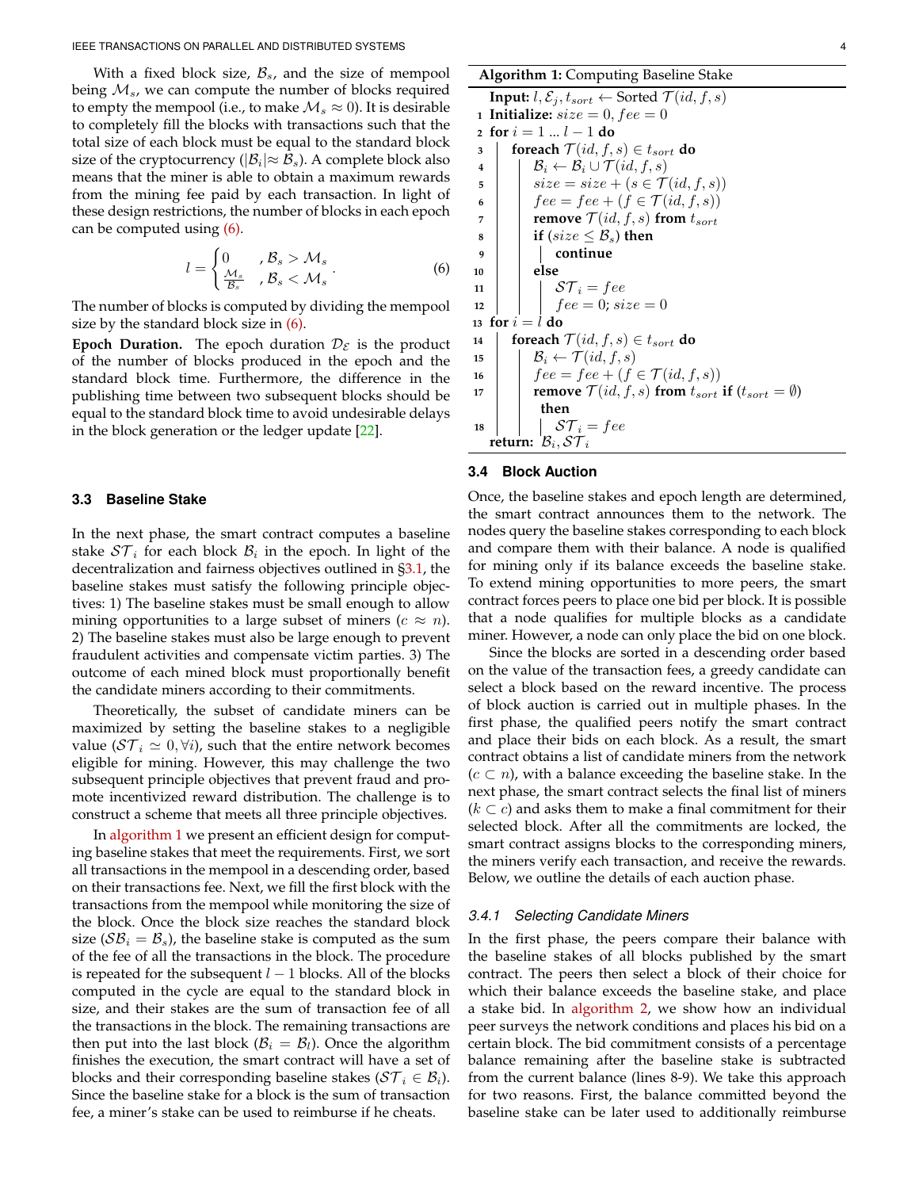With a fixed block size, $\mathcal{B}_s$, and the size of mempool being $\mathcal{M}_s$, we can compute the number of blocks required to empty the mempool (i.e., to make $\mathcal{M}_s \approx 0$). It is desirable to completely fill the blocks with transactions such that the total size of each block must be equal to the standard block size of the cryptocurrency ($|\mathcal{B}_i| \approx \mathcal{B}_s$). A complete block also means that the miner is able to obtain a maximum rewards from the mining fee paid by each transaction. In light of these design restrictions, the number of blocks in each epoch can be computed using (6).

$$l = \begin{cases} 0 & , \mathcal{B}_s > \mathcal{M}_s \\ \frac{\mathcal{M}_s}{\mathcal{B}_s} & , \mathcal{B}_s < \mathcal{M}_s \end{cases}. \tag{6}$$

The number of blocks is computed by dividing the mempool size by the standard block size in (6).

**Epoch Duration.** The epoch duration $\mathcal{D}_\mathcal{E}$ is the product of the number of blocks produced in the epoch and the standard block time. Furthermore, the difference in the publishing time between two subsequent blocks should be equal to the standard block time to avoid undesirable delays in the block generation or the ledger update [22].

### 3.3 Baseline Stake

In the next phase, the smart contract computes a baseline stake $\mathcal{ST}_i$ for each block $\mathcal{B}_i$ in the epoch. In light of the decentralization and fairness objectives outlined in §3.1, the baseline stakes must satisfy the following principle objectives: 1) The baseline stakes must be small enough to allow mining opportunities to a large subset of miners ($c \approx n$). 2) The baseline stakes must also be large enough to prevent fraudulent activities and compensate victim parties. 3) The outcome of each mined block must proportionally benefit the candidate miners according to their commitments.

Theoretically, the subset of candidate miners can be maximized by setting the baseline stakes to a negligible value ($\mathcal{ST}_i \simeq 0, \forall i$), such that the entire network becomes eligible for mining. However, this may challenge the two subsequent principle objectives that prevent fraud and promote incentivized reward distribution. The challenge is to construct a scheme that meets all three principle objectives.

In algorithm 1 we present an efficient design for computing baseline stakes that meet the requirements. First, we sort all transactions in the mempool in a descending order, based on their transactions fee. Next, we fill the first block with the transactions from the mempool while monitoring the size of the block. Once the block size reaches the standard block size ($\mathcal{SB}_i = \mathcal{B}_s$), the baseline stake is computed as the sum of the fee of all the transactions in the block. The procedure is repeated for the subsequent $l-1$ blocks. All of the blocks computed in the cycle are equal to the standard block in size, and their stakes are the sum of transaction fee of all the transactions in the block. The remaining transactions are then put into the last block ($\mathcal{B}_i = \mathcal{B}_l$). Once the algorithm finishes the execution, the smart contract will have a set of blocks and their corresponding baseline stakes ($\mathcal{ST}_i \in \mathcal{B}_i$). Since the baseline stake for a block is the sum of transaction fee, a miner's stake can be used to reimburse if he cheats.

**Algorithm 1:** Computing Baseline Stake

```
Input: l, E_j, t_sort ← Sorted T(id, f, s)
1  Initialize: size = 0, fee = 0
2  for i = 1 ... l − 1 do
3      foreach T(id, f, s) ∈ t_sort do
4          B_i ← B_i ∪ T(id, f, s)
5          size = size + (s ∈ T(id, f, s))
6          fee = fee + (f ∈ T(id, f, s))
7          remove T(id, f, s) from t_sort
8          if (size ≤ B_s) then
9              continue
10         else
11             ST_i = fee
12             fee = 0; size = 0
13 for i = l do
14     foreach T(id, f, s) ∈ t_sort do
15         B_i ← T(id, f, s)
16         fee = fee + (f ∈ T(id, f, s))
17         remove T(id, f, s) from t_sort if (t_sort = ∅)
           then
18             ST_i = fee
   return: B_i, ST_i
```

### 3.4 Block Auction

Once, the baseline stakes and epoch length are determined, the smart contract announces them to the network. The nodes query the baseline stakes corresponding to each block and compare them with their balance. A node is qualified for mining only if its balance exceeds the baseline stake. To extend mining opportunities to more peers, the smart contract forces peers to place one bid per block. It is possible that a node qualifies for multiple blocks as a candidate miner. However, a node can only place the bid on one block.

Since the blocks are sorted in a descending order based on the value of the transaction fees, a greedy candidate can select a block based on the reward incentive. The process of block auction is carried out in multiple phases. In the first phase, the qualified peers notify the smart contract and place their bids on each block. As a result, the smart contract obtains a list of candidate miners from the network ($c \subset n$), with a balance exceeding the baseline stake. In the next phase, the smart contract selects the final list of miners ($k \subset c$) and asks them to make a final commitment for their selected block. After all the commitments are locked, the smart contract assigns blocks to the corresponding miners, the miners verify each transaction, and receive the rewards. Below, we outline the details of each auction phase.

#### *3.4.1 Selecting Candidate Miners*

In the first phase, the peers compare their balance with the baseline stakes of all blocks published by the smart contract. The peers then select a block of their choice for which their balance exceeds the baseline stake, and place a stake bid. In algorithm 2, we show how an individual peer surveys the network conditions and places his bid on a certain block. The bid commitment consists of a percentage balance remaining after the baseline stake is subtracted from the current balance (lines 8-9). We take this approach for two reasons. First, the balance committed beyond the baseline stake can be later used to additionally reimburse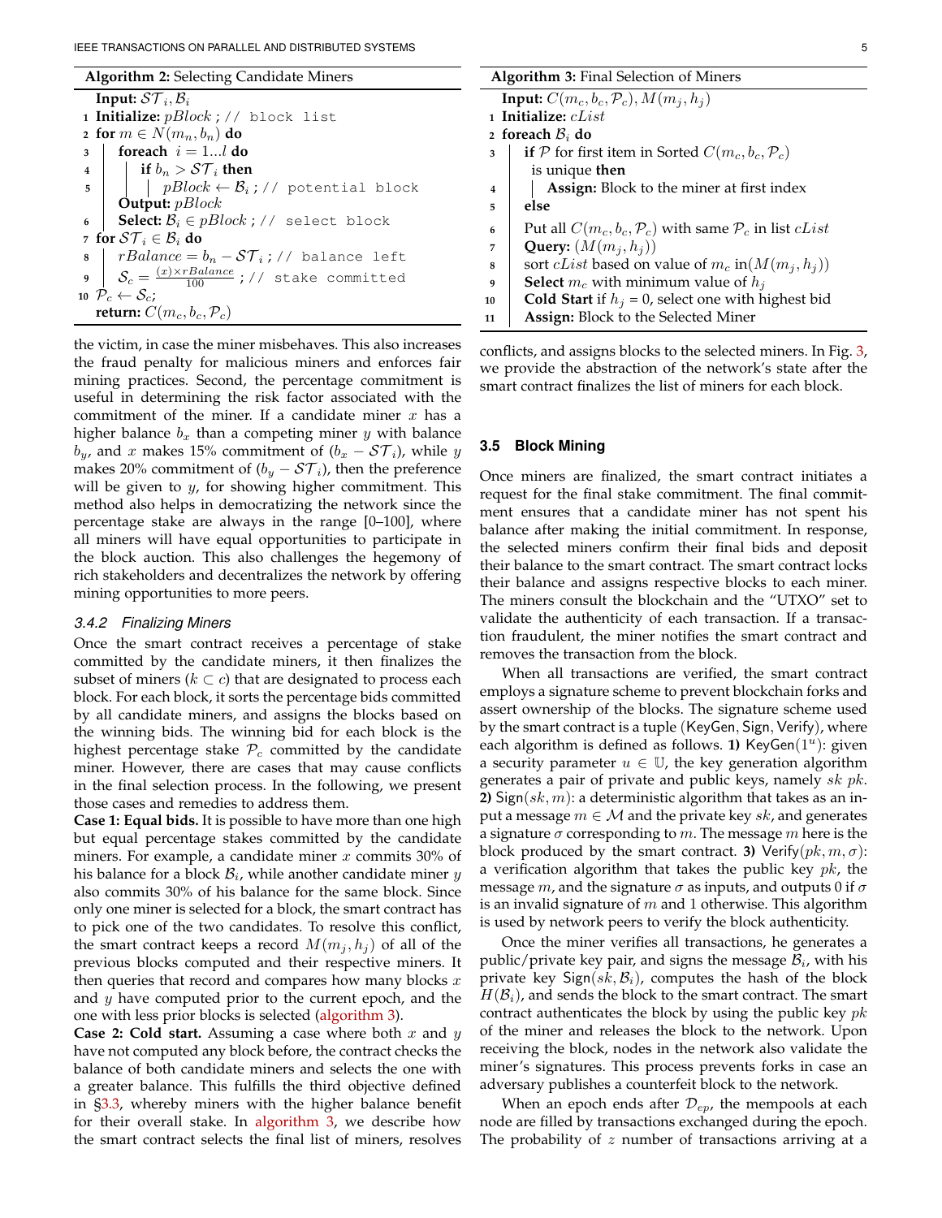**Algorithm 2:** Selecting Candidate Miners

```
   Input: ST_i, B_i
 1 Initialize: pBlock ; // block list
 2 for m ∈ N(m_n, b_n) do
 3   |  foreach i = 1...l do
 4   |  |  if b_n > ST_i then
 5   |  |  |  pBlock ← B_i ; // potential block
     |  Output: pBlock
 6   |  Select: B_i ∈ pBlock ; // select block
 7 for ST_i ∈ B_i do
 8   |  rBalance = b_n − ST_i ; // balance left
 9   |  S_c = ((x)×rBalance)/100 ; // stake committed
10 P_c ← S_c;
   return: C(m_c, b_c, P_c)
```

the victim, in case the miner misbehaves. This also increases the fraud penalty for malicious miners and enforces fair mining practices. Second, the percentage commitment is useful in determining the risk factor associated with the commitment of the miner. If a candidate miner $x$ has a higher balance $b_x$ than a competing miner $y$ with balance $b_y$, and $x$ makes 15% commitment of ($b_x - \mathcal{ST}_i$), while $y$ makes 20% commitment of ($b_y - \mathcal{ST}_i$), then the preference will be given to $y$, for showing higher commitment. This method also helps in democratizing the network since the percentage stake are always in the range [0–100], where all miners will have equal opportunities to participate in the block auction. This also challenges the hegemony of rich stakeholders and decentralizes the network by offering mining opportunities to more peers.

#### 3.4.2 Finalizing Miners

Once the smart contract receives a percentage of stake committed by the candidate miners, it then finalizes the subset of miners ($k \subset c$) that are designated to process each block. For each block, it sorts the percentage bids committed by all candidate miners, and assigns the blocks based on the winning bids. The winning bid for each block is the highest percentage stake $\mathcal{P}_c$ committed by the candidate miner. However, there are cases that may cause conflicts in the final selection process. In the following, we present those cases and remedies to address them.

**Case 1: Equal bids.** It is possible to have more than one high but equal percentage stakes committed by the candidate miners. For example, a candidate miner $x$ commits 30% of his balance for a block $\mathcal{B}_i$, while another candidate miner $y$ also commits 30% of his balance for the same block. Since only one miner is selected for a block, the smart contract has to pick one of the two candidates. To resolve this conflict, the smart contract keeps a record $M(m_j, h_j)$ of all of the previous blocks computed and their respective miners. It then queries that record and compares how many blocks $x$ and $y$ have computed prior to the current epoch, and the one with less prior blocks is selected (algorithm 3).

**Case 2: Cold start.** Assuming a case where both $x$ and $y$ have not computed any block before, the contract checks the balance of both candidate miners and selects the one with a greater balance. This fulfills the third objective defined in §3.3, whereby miners with the higher balance benefit for their overall stake. In algorithm 3, we describe how the smart contract selects the final list of miners, resolves conflicts, and assigns blocks to the selected miners. In Fig. 3, we provide the abstraction of the network's state after the smart contract finalizes the list of miners for each block.

**Algorithm 3:** Final Selection of Miners

```
   Input: C(m_c, b_c, P_c), M(m_j, h_j)
 1 Initialize: cList
 2 foreach B_i do
 3   |  if P for first item in Sorted C(m_c, b_c, P_c)
     |    is unique then
 4   |  |  Assign: Block to the miner at first index
 5   |  else
 6   |     Put all C(m_c, b_c, P_c) with same P_c in list cList
 7   |     Query: (M(m_j, h_j))
 8   |     sort cList based on value of m_c in(M(m_j, h_j))
 9   |     Select m_c with minimum value of h_j
10   |     Cold Start if h_j = 0, select one with highest bid
11   |     Assign: Block to the Selected Miner
```

### 3.5 Block Mining

Once miners are finalized, the smart contract initiates a request for the final stake commitment. The final commitment ensures that a candidate miner has not spent his balance after making the initial commitment. In response, the selected miners confirm their final bids and deposit their balance to the smart contract. The smart contract locks their balance and assigns respective blocks to each miner. The miners consult the blockchain and the "UTXO" set to validate the authenticity of each transaction. If a transaction fraudulent, the miner notifies the smart contract and removes the transaction from the block.

When all transactions are verified, the smart contract employs a signature scheme to prevent blockchain forks and assert ownership of the blocks. The signature scheme used by the smart contract is a tuple (KeyGen, Sign, Verify), where each algorithm is defined as follows. **1)** KeyGen($1^u$): given a security parameter $u \in \mathbb{U}$, the key generation algorithm generates a pair of private and public keys, namely $sk$ $pk$. **2)** Sign($sk, m$): a deterministic algorithm that takes as an input a message $m \in \mathcal{M}$ and the private key $sk$, and generates a signature $\sigma$ corresponding to $m$. The message $m$ here is the block produced by the smart contract. **3)** Verify($pk, m, \sigma$): a verification algorithm that takes the public key $pk$, the message $m$, and the signature $\sigma$ as inputs, and outputs 0 if $\sigma$ is an invalid signature of $m$ and 1 otherwise. This algorithm is used by network peers to verify the block authenticity.

Once the miner verifies all transactions, he generates a public/private key pair, and signs the message $\mathcal{B}_i$, with his private key Sign($sk, \mathcal{B}_i$), computes the hash of the block $H(\mathcal{B}_i)$, and sends the block to the smart contract. The smart contract authenticates the block by using the public key $pk$ of the miner and releases the block to the network. Upon receiving the block, nodes in the network also validate the miner's signatures. This process prevents forks in case an adversary publishes a counterfeit block to the network.

When an epoch ends after $\mathcal{D}_{ep}$, the mempools at each node are filled by transactions exchanged during the epoch. The probability of $z$ number of transactions arriving at a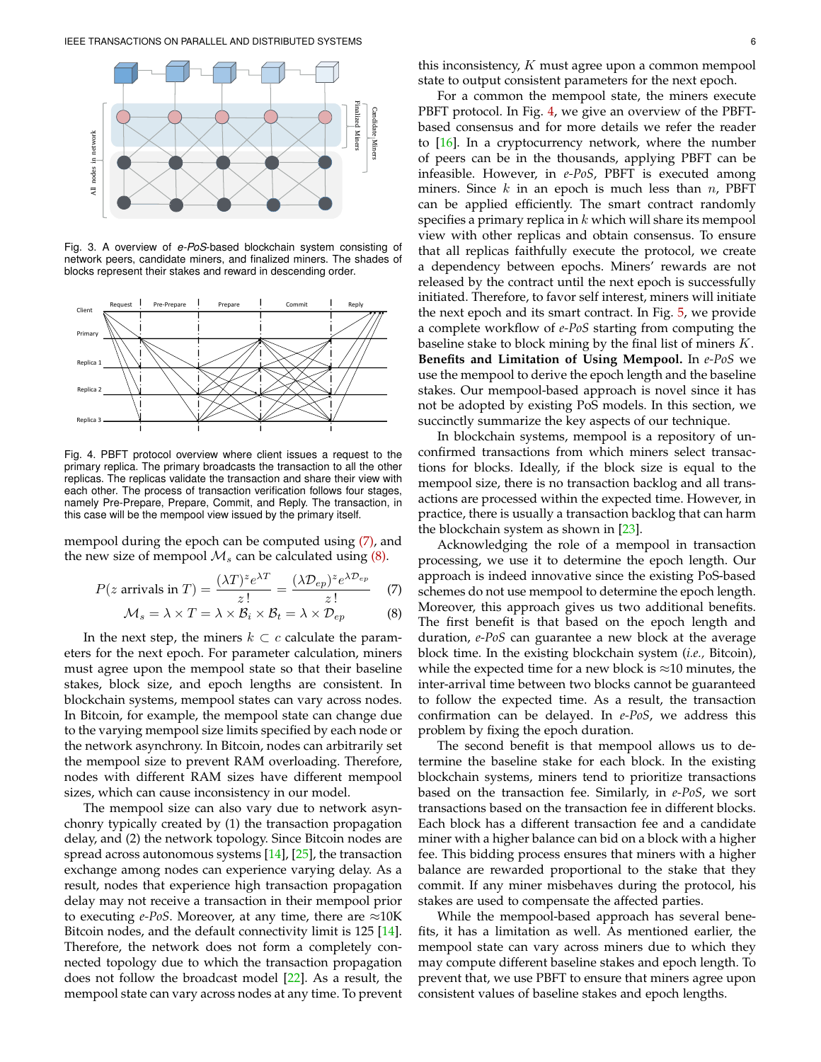Fig. 3. A overview of *e-PoS*-based blockchain system consisting of network peers, candidate miners, and finalized miners. The shades of blocks represent their stakes and reward in descending order.

Fig. 4. PBFT protocol overview where client issues a request to the primary replica. The primary broadcasts the transaction to all the other replicas. The replicas validate the transaction and share their view with each other. The process of transaction verification follows four stages, namely Pre-Prepare, Prepare, Commit, and Reply. The transaction, in this case will be the mempool view issued by the primary itself.

mempool during the epoch can be computed using (7), and the new size of mempool $\mathcal{M}_s$ can be calculated using (8).

$$P(z \text{ arrivals in } T) = \frac{(\lambda T)^z e^{\lambda T}}{z!} = \frac{(\lambda \mathcal{D}_{ep})^z e^{\lambda \mathcal{D}_{ep}}}{z!} \tag{7}$$

$$\mathcal{M}_s = \lambda \times T = \lambda \times \mathcal{B}_i \times \mathcal{B}_t = \lambda \times \mathcal{D}_{ep} \tag{8}$$

In the next step, the miners $k \subset c$ calculate the parameters for the next epoch. For parameter calculation, miners must agree upon the mempool state so that their baseline stakes, block size, and epoch lengths are consistent. In blockchain systems, mempool states can vary across nodes. In Bitcoin, for example, the mempool state can change due to the varying mempool size limits specified by each node or the network asynchrony. In Bitcoin, nodes can arbitrarily set the mempool size to prevent RAM overloading. Therefore, nodes with different RAM sizes have different mempool sizes, which can cause inconsistency in our model.

The mempool size can also vary due to network asynchony typically created by (1) the transaction propagation delay, and (2) the network topology. Since Bitcoin nodes are spread across autonomous systems [14], [25], the transaction exchange among nodes can experience varying delay. As a result, nodes that experience high transaction propagation delay may not receive a transaction in their mempool prior to executing *e-PoS*. Moreover, at any time, there are ≈10K Bitcoin nodes, and the default connectivity limit is 125 [14]. Therefore, the network does not form a completely connected topology due to which the transaction propagation does not follow the broadcast model [22]. As a result, the mempool state can vary across nodes at any time. To prevent this inconsistency, $K$ must agree upon a common mempool state to output consistent parameters for the next epoch.

For a common the mempool state, the miners execute PBFT protocol. In Fig. 4, we give an overview of the PBFT-based consensus and for more details we refer the reader to [16]. In a cryptocurrency network, where the number of peers can be in the thousands, applying PBFT can be infeasible. However, in *e-PoS*, PBFT is executed among miners. Since $k$ in an epoch is much less than $n$, PBFT can be applied efficiently. The smart contract randomly specifies a primary replica in $k$ which will share its mempool view with other replicas and obtain consensus. To ensure that all replicas faithfully execute the protocol, we create a dependency between epochs. Miners' rewards are not released by the contract until the next epoch is successfully initiated. Therefore, to favor self interest, miners will initiate the next epoch and its smart contract. In Fig. 5, we provide a complete workflow of *e-PoS* starting from computing the baseline stake to block mining by the final list of miners $K$.

**Benefits and Limitation of Using Mempool.** In *e-PoS* we use the mempool to derive the epoch length and the baseline stakes. Our mempool-based approach is novel since it has not be adopted by existing PoS models. In this section, we succinctly summarize the key aspects of our technique.

In blockchain systems, mempool is a repository of unconfirmed transactions from which miners select transactions for blocks. Ideally, if the block size is equal to the mempool size, there is no transaction backlog and all transactions are processed within the expected time. However, in practice, there is usually a transaction backlog that can harm the blockchain system as shown in [23].

Acknowledging the role of a mempool in transaction processing, we use it to determine the epoch length. Our approach is indeed innovative since the existing PoS-based schemes do not use mempool to determine the epoch length. Moreover, this approach gives us two additional benefits. The first benefit is that based on the epoch length and duration, *e-PoS* can guarantee a new block at the average block time. In the existing blockchain system (*i.e.,* Bitcoin), while the expected time for a new block is ≈10 minutes, the inter-arrival time between two blocks cannot be guaranteed to follow the expected time. As a result, the transaction confirmation can be delayed. In *e-PoS*, we address this problem by fixing the epoch duration.

The second benefit is that mempool allows us to determine the baseline stake for each block. In the existing blockchain systems, miners tend to prioritize transactions based on the transaction fee. Similarly, in *e-PoS*, we sort transactions based on the transaction fee in different blocks. Each block has a different transaction fee and a candidate miner with a higher balance can bid on a block with a higher fee. This bidding process ensures that miners with a higher balance are rewarded proportional to the stake that they commit. If any miner misbehaves during the protocol, his stakes are used to compensate the affected parties.

While the mempool-based approach has several benefits, it has a limitation as well. As mentioned earlier, the mempool state can vary across miners due to which they may compute different baseline stakes and epoch length. To prevent that, we use PBFT to ensure that miners agree upon consistent values of baseline stakes and epoch lengths.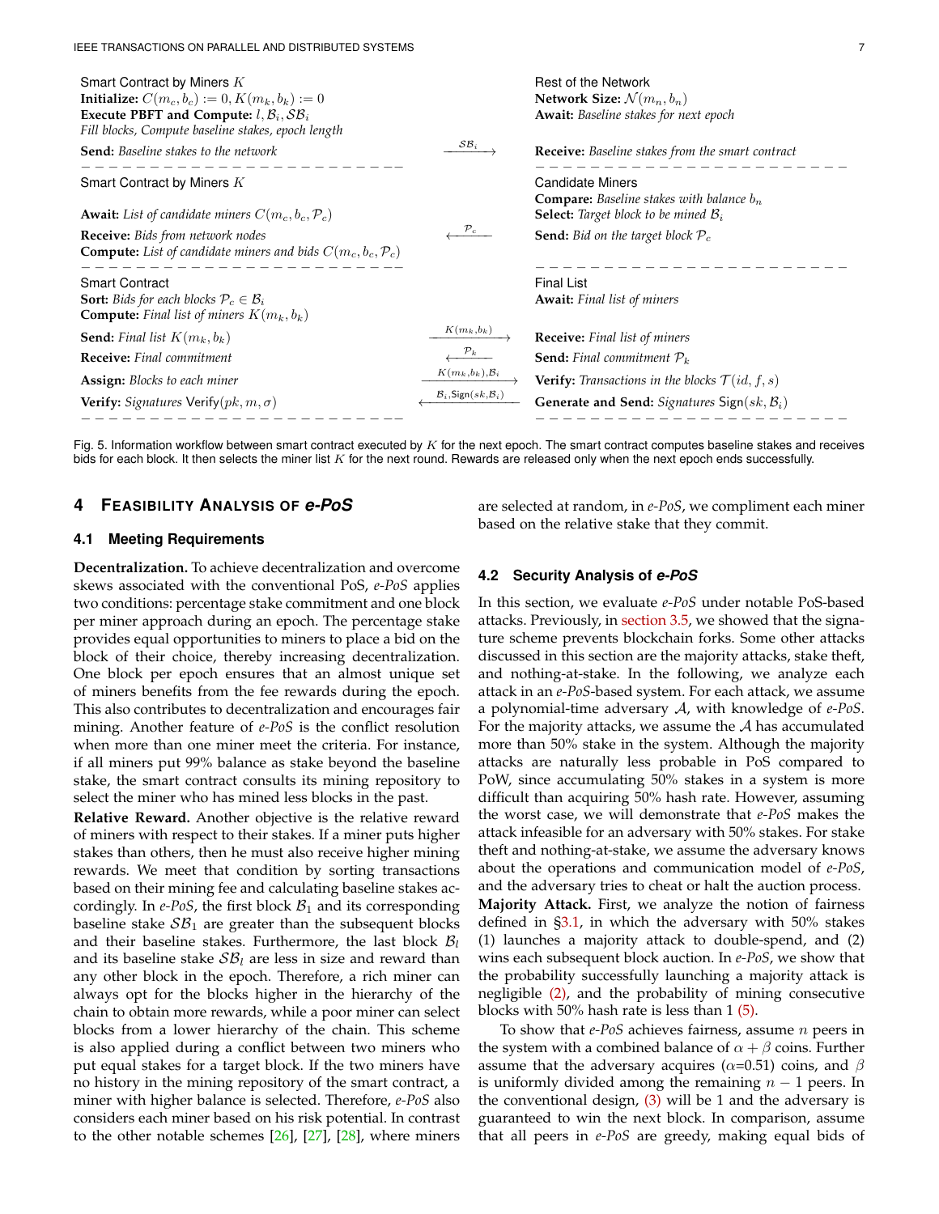| Smart Contract by Miners $K$ | | Rest of the Network |
|---|---|---|
| **Initialize:** $C(m_c, b_c) := 0, K(m_k, b_k) := 0$ | | **Network Size:** $\mathcal{N}(m_n, b_n)$ |
| **Execute PBFT and Compute:** $l, \mathcal{B}_i, \mathcal{SB}_i$ | | **Await:** *Baseline stakes for next epoch* |
| *Fill blocks, Compute baseline stakes, epoch length* | | |
| **Send:** *Baseline stakes to the network* | $\xrightarrow{\mathcal{SB}_i}$ | **Receive:** *Baseline stakes from the smart contract* |
| Smart Contract by Miners $K$ | | Candidate Miners |
| | | **Compare:** *Baseline stakes with balance* $b_n$ |
| **Await:** *List of candidate miners* $C(m_c, b_c, \mathcal{P}_c)$ | | **Select:** *Target block to be mined* $\mathcal{B}_i$ |
| **Receive:** *Bids from network nodes* | $\xleftarrow{\mathcal{P}_c}$ | **Send:** *Bid on the target block* $\mathcal{P}_c$ |
| **Compute:** *List of candidate miners and bids* $C(m_c, b_c, \mathcal{P}_c)$ | | |
| Smart Contract | | Final List |
| **Sort:** *Bids for each blocks* $\mathcal{P}_c \in \mathcal{B}_i$ | | **Await:** *Final list of miners* |
| **Compute:** *Final list of miners* $K(m_k, b_k)$ | | |
| **Send:** *Final list* $K(m_k, b_k)$ | $\xrightarrow{K(m_k, b_k)}$ | **Receive:** *Final list of miners* |
| **Receive:** *Final commitment* | $\xleftarrow{\mathcal{P}_k}$ | **Send:** *Final commitment* $\mathcal{P}_k$ |
| **Assign:** *Blocks to each miner* | $\xrightarrow{K(m_k, b_k), \mathcal{B}_i}$ | **Verify:** *Transactions in the blocks* $\mathcal{T}(id, f, s)$ |
| **Verify:** *Signatures* $\mathsf{Verify}(pk, m, \sigma)$ | $\xleftarrow{\mathcal{B}_i, \mathsf{Sign}(sk, \mathcal{B}_i)}$ | **Generate and Send:** *Signatures* $\mathsf{Sign}(sk, \mathcal{B}_i)$ |

Fig. 5. Information workflow between smart contract executed by $K$ for the next epoch. The smart contract computes baseline stakes and receives bids for each block. It then selects the miner list $K$ for the next round. Rewards are released only when the next epoch ends successfully.

## 4 Feasibility Analysis of *e-PoS*

### 4.1 Meeting Requirements

**Decentralization.** To achieve decentralization and overcome skews associated with the conventional PoS, *e-PoS* applies two conditions: percentage stake commitment and one block per miner approach during an epoch. The percentage stake provides equal opportunities to miners to place a bid on the block of their choice, thereby increasing decentralization. One block per epoch ensures that an almost unique set of miners benefits from the fee rewards during the epoch. This also contributes to decentralization and encourages fair mining. Another feature of *e-PoS* is the conflict resolution when more than one miner meet the criteria. For instance, if all miners put 99% balance as stake beyond the baseline stake, the smart contract consults its mining repository to select the miner who has mined less blocks in the past.

**Relative Reward.** Another objective is the relative reward of miners with respect to their stakes. If a miner puts higher stakes than others, then he must also receive higher mining rewards. We meet that condition by sorting transactions based on their mining fee and calculating baseline stakes accordingly. In *e-PoS*, the first block $\mathcal{B}_1$ and its corresponding baseline stake $\mathcal{SB}_1$ are greater than the subsequent blocks and their baseline stakes. Furthermore, the last block $\mathcal{B}_l$ and its baseline stake $\mathcal{SB}_l$ are less in size and reward than any other block in the epoch. Therefore, a rich miner can always opt for the blocks higher in the hierarchy of the chain to obtain more rewards, while a poor miner can select blocks from a lower hierarchy of the chain. This scheme is also applied during a conflict between two miners who put equal stakes for a target block. If the two miners have no history in the mining repository of the smart contract, a miner with higher balance is selected. Therefore, *e-PoS* also considers each miner based on his risk potential. In contrast to the other notable schemes [26], [27], [28], where miners are selected at random, in *e-PoS*, we compliment each miner based on the relative stake that they commit.

### 4.2 Security Analysis of *e-PoS*

In this section, we evaluate *e-PoS* under notable PoS-based attacks. Previously, in section 3.5, we showed that the signature scheme prevents blockchain forks. Some other attacks discussed in this section are the majority attacks, stake theft, and nothing-at-stake. In the following, we analyze each attack in an *e-PoS*-based system. For each attack, we assume a polynomial-time adversary $\mathcal{A}$, with knowledge of *e-PoS*. For the majority attacks, we assume the $\mathcal{A}$ has accumulated more than 50% stake in the system. Although the majority attacks are naturally less probable in PoS compared to PoW, since accumulating 50% stakes in a system is more difficult than acquiring 50% hash rate. However, assuming the worst case, we will demonstrate that *e-PoS* makes the attack infeasible for an adversary with 50% stakes. For stake theft and nothing-at-stake, we assume the adversary knows about the operations and communication model of *e-PoS*, and the adversary tries to cheat or halt the auction process.

**Majority Attack.** First, we analyze the notion of fairness defined in §3.1, in which the adversary with 50% stakes (1) launches a majority attack to double-spend, and (2) wins each subsequent block auction. In *e-PoS*, we show that the probability successfully launching a majority attack is negligible (2), and the probability of mining consecutive blocks with 50% hash rate is less than 1 (5).

To show that *e-PoS* achieves fairness, assume $n$ peers in the system with a combined balance of $\alpha + \beta$ coins. Further assume that the adversary acquires ($\alpha$=0.51) coins, and $\beta$ is uniformly divided among the remaining $n-1$ peers. In the conventional design, (3) will be 1 and the adversary is guaranteed to win the next block. In comparison, assume that all peers in *e-PoS* are greedy, making equal bids of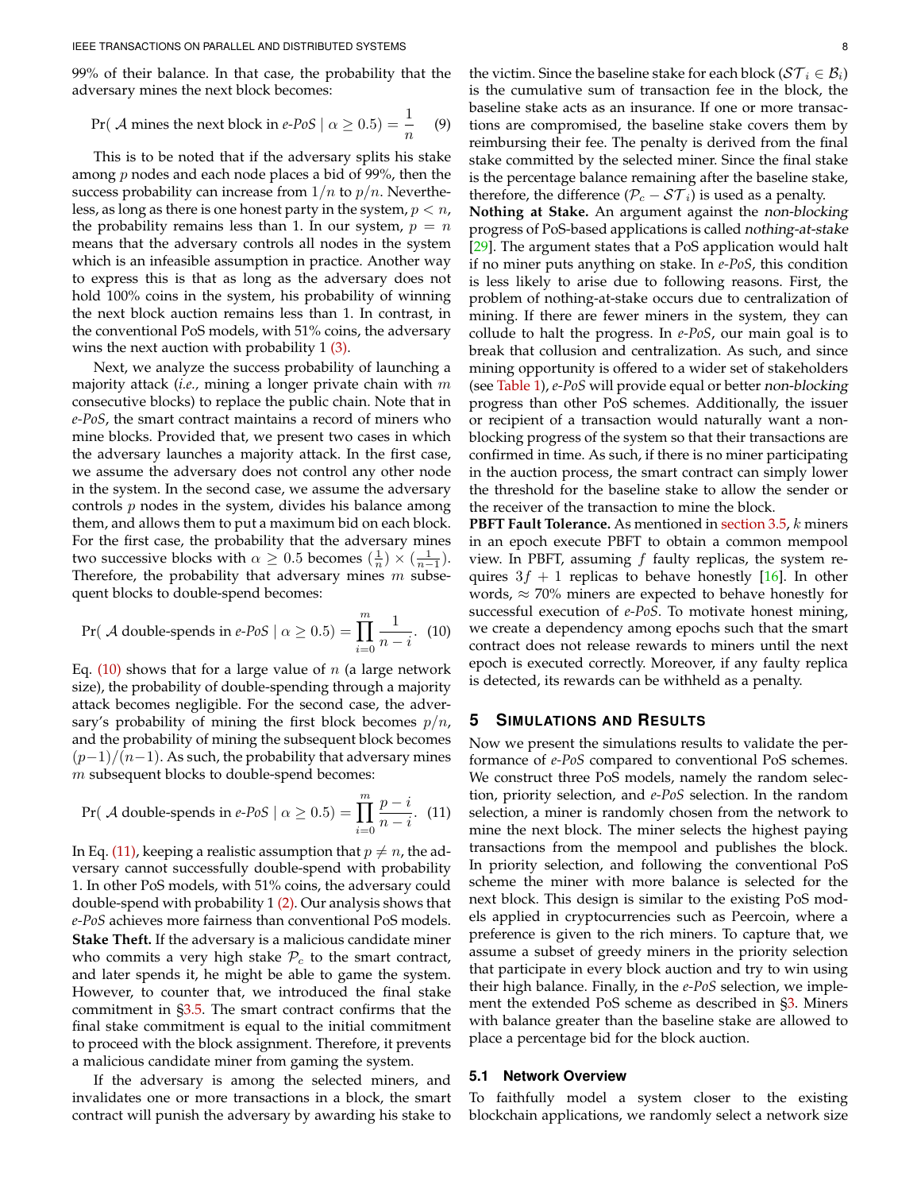99% of their balance. In that case, the probability that the adversary mines the next block becomes:

$$\Pr(\mathcal{A} \text{ mines the next block in } e\text{-}PoS \mid \alpha \geq 0.5) = \frac{1}{n} \quad (9)$$

This is to be noted that if the adversary splits his stake among $p$ nodes and each node places a bid of 99%, then the success probability can increase from $1/n$ to $p/n$. Nevertheless, as long as there is one honest party in the system, $p < n$, the probability remains less than 1. In our system, $p = n$ means that the adversary controls all nodes in the system which is an infeasible assumption in practice. Another way to express this is that as long as the adversary does not hold 100% coins in the system, his probability of winning the next block auction remains less than 1. In contrast, in the conventional PoS models, with 51% coins, the adversary wins the next auction with probability 1 (3).

Next, we analyze the success probability of launching a majority attack (*i.e.,* mining a longer private chain with $m$ consecutive blocks) to replace the public chain. Note that in *e-PoS*, the smart contract maintains a record of miners who mine blocks. Provided that, we present two cases in which the adversary launches a majority attack. In the first case, we assume the adversary does not control any other node in the system. In the second case, we assume the adversary controls $p$ nodes in the system, divides his balance among them, and allows them to put a maximum bid on each block. For the first case, the probability that the adversary mines two successive blocks with $\alpha \geq 0.5$ becomes $(\frac{1}{n}) \times (\frac{1}{n-1})$. Therefore, the probability that adversary mines $m$ subsequent blocks to double-spend becomes:

$$\Pr(\mathcal{A} \text{ double-spends in } e\text{-}PoS \mid \alpha \geq 0.5) = \prod_{i=0}^{m} \frac{1}{n-i}. \quad (10)$$

Eq. (10) shows that for a large value of $n$ (a large network size), the probability of double-spending through a majority attack becomes negligible. For the second case, the adversary's probability of mining the first block becomes $p/n$, and the probability of mining the subsequent block becomes $(p-1)/(n-1)$. As such, the probability that adversary mines $m$ subsequent blocks to double-spend becomes:

$$\Pr(\mathcal{A} \text{ double-spends in } e\text{-}PoS \mid \alpha \geq 0.5) = \prod_{i=0}^{m} \frac{p-i}{n-i}. \quad (11)$$

In Eq. (11), keeping a realistic assumption that $p \neq n$, the adversary cannot successfully double-spend with probability 1. In other PoS models, with 51% coins, the adversary could double-spend with probability 1 (2). Our analysis shows that *e-PoS* achieves more fairness than conventional PoS models.

**Stake Theft.** If the adversary is a malicious candidate miner who commits a very high stake $\mathcal{P}_c$ to the smart contract, and later spends it, he might be able to game the system. However, to counter that, we introduced the final stake commitment in §3.5. The smart contract confirms that the final stake commitment is equal to the initial commitment to proceed with the block assignment. Therefore, it prevents a malicious candidate miner from gaming the system.

If the adversary is among the selected miners, and invalidates one or more transactions in a block, the smart contract will punish the adversary by awarding his stake to the victim. Since the baseline stake for each block ($\mathcal{ST}_i \in \mathcal{B}_i$) is the cumulative sum of transaction fee in the block, the baseline stake acts as an insurance. If one or more transactions are compromised, the baseline stake covers them by reimbursing their fee. The penalty is derived from the final stake committed by the selected miner. Since the final stake is the percentage balance remaining after the baseline stake, therefore, the difference ($\mathcal{P}_c - \mathcal{ST}_i$) is used as a penalty.

**Nothing at Stake.** An argument against the *non-blocking* progress of PoS-based applications is called *nothing-at-stake* [29]. The argument states that a PoS application would halt if no miner puts anything on stake. In *e-PoS*, this condition is less likely to arise due to following reasons. First, the problem of nothing-at-stake occurs due to centralization of mining. If there are fewer miners in the system, they can collude to halt the progress. In *e-PoS*, our main goal is to break that collusion and centralization. As such, and since mining opportunity is offered to a wider set of stakeholders (see Table 1), *e-PoS* will provide equal or better *non-blocking* progress than other PoS schemes. Additionally, the issuer or recipient of a transaction would naturally want a non-blocking progress of the system so that their transactions are confirmed in time. As such, if there is no miner participating in the auction process, the smart contract can simply lower the threshold for the baseline stake to allow the sender or the receiver of the transaction to mine the block.

**PBFT Fault Tolerance.** As mentioned in section 3.5, $k$ miners in an epoch execute PBFT to obtain a common mempool view. In PBFT, assuming $f$ faulty replicas, the system requires $3f + 1$ replicas to behave honestly [16]. In other words, $\approx$ 70% miners are expected to behave honestly for successful execution of *e-PoS*. To motivate honest mining, we create a dependency among epochs such that the smart contract does not release rewards to miners until the next epoch is executed correctly. Moreover, if any faulty replica is detected, its rewards can be withheld as a penalty.

## 5 Simulations and Results

Now we present the simulations results to validate the performance of *e-PoS* compared to conventional PoS schemes. We construct three PoS models, namely the random selection, priority selection, and *e-PoS* selection. In the random selection, a miner is randomly chosen from the network to mine the next block. The miner selects the highest paying transactions from the mempool and publishes the block. In priority selection, and following the conventional PoS scheme the miner with more balance is selected for the next block. This design is similar to the existing PoS models applied in cryptocurrencies such as Peercoin, where a preference is given to the rich miners. To capture that, we assume a subset of greedy miners in the priority selection that participate in every block auction and try to win using their high balance. Finally, in the *e-PoS* selection, we implement the extended PoS scheme as described in §3. Miners with balance greater than the baseline stake are allowed to place a percentage bid for the block auction.

### 5.1 Network Overview

To faithfully model a system closer to the existing blockchain applications, we randomly select a network size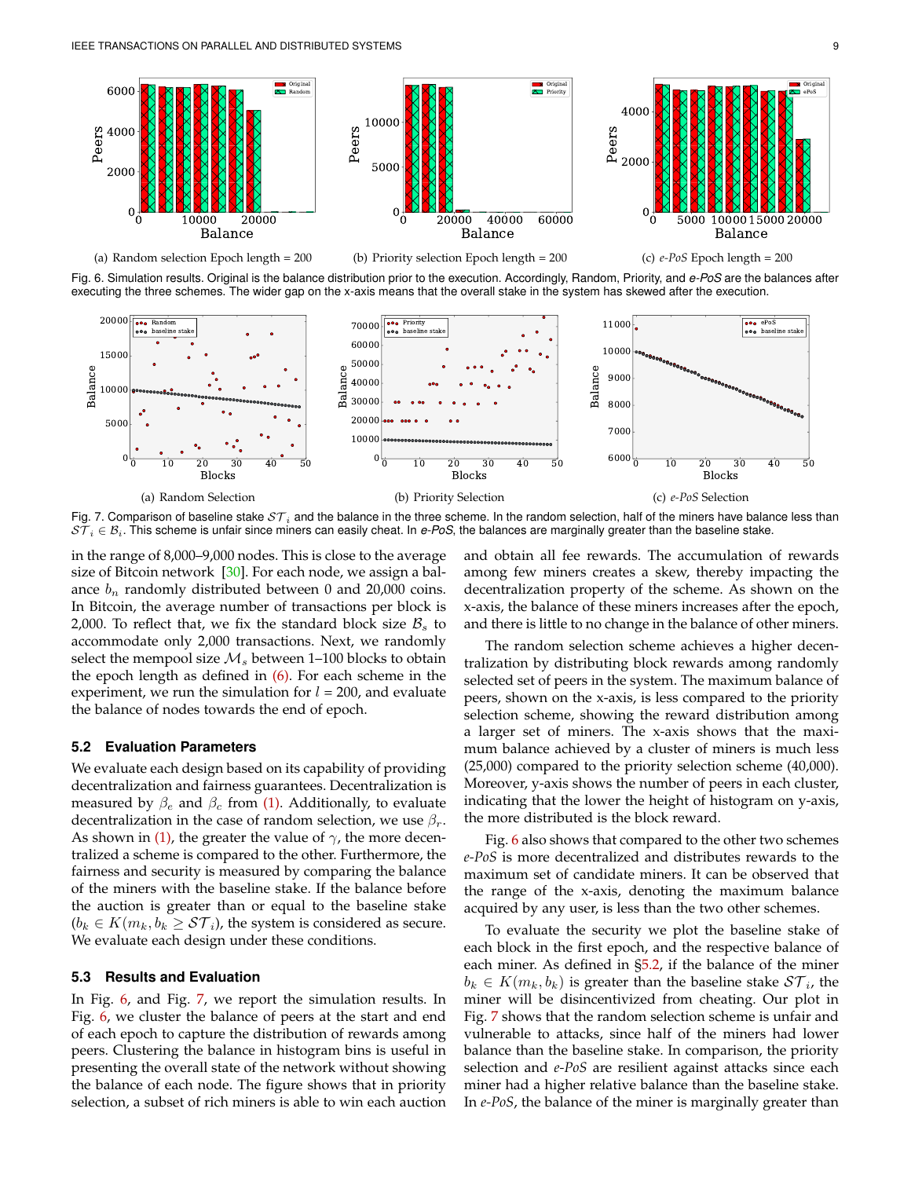(a) Random selection Epoch length = 200

(b) Priority selection Epoch length = 200

(c) *e-PoS* Epoch length = 200

Fig. 6. Simulation results. Original is the balance distribution prior to the execution. Accordingly, Random, Priority, and *e-PoS* are the balances after executing the three schemes. The wider gap on the x-axis means that the overall stake in the system has skewed after the execution.

(a) Random Selection

(b) Priority Selection

(c) *e-PoS* Selection

Fig. 7. Comparison of baseline stake $\mathcal{ST}_i$ and the balance in the three scheme. In the random selection, half of the miners have balance less than $\mathcal{ST}_i \in \mathcal{B}_i$. This scheme is unfair since miners can easily cheat. In *e-PoS*, the balances are marginally greater than the baseline stake.

in the range of 8,000–9,000 nodes. This is close to the average size of Bitcoin network [30]. For each node, we assign a balance $b_n$ randomly distributed between 0 and 20,000 coins. In Bitcoin, the average number of transactions per block is 2,000. To reflect that, we fix the standard block size $\mathcal{B}_s$ to accommodate only 2,000 transactions. Next, we randomly select the mempool size $\mathcal{M}_s$ between 1–100 blocks to obtain the epoch length as defined in (6). For each scheme in the experiment, we run the simulation for $l$ = 200, and evaluate the balance of nodes towards the end of epoch.

### 5.2 Evaluation Parameters

We evaluate each design based on its capability of providing decentralization and fairness guarantees. Decentralization is measured by $\beta_e$ and $\beta_c$ from (1). Additionally, to evaluate decentralization in the case of random selection, we use $\beta_r$. As shown in (1), the greater the value of $\gamma$, the more decentralized a scheme is compared to the other. Furthermore, the fairness and security is measured by comparing the balance of the miners with the baseline stake. If the balance before the auction is greater than or equal to the baseline stake ($b_k \in K(m_k, b_k \geq \mathcal{ST}_i)$, the system is considered as secure. We evaluate each design under these conditions.

### 5.3 Results and Evaluation

In Fig. 6, and Fig. 7, we report the simulation results. In Fig. 6, we cluster the balance of peers at the start and end of each epoch to capture the distribution of rewards among peers. Clustering the balance in histogram bins is useful in presenting the overall state of the network without showing the balance of each node. The figure shows that in priority selection, a subset of rich miners is able to win each auction and obtain all fee rewards. The accumulation of rewards among few miners creates a skew, thereby impacting the decentralization property of the scheme. As shown on the x-axis, the balance of these miners increases after the epoch, and there is little to no change in the balance of other miners.

The random selection scheme achieves a higher decentralization by distributing block rewards among randomly selected set of peers in the system. The maximum balance of peers, shown on the x-axis, is less compared to the priority selection scheme, showing the reward distribution among a larger set of miners. The x-axis shows that the maximum balance achieved by a cluster of miners is much less (25,000) compared to the priority selection scheme (40,000). Moreover, y-axis shows the number of peers in each cluster, indicating that the lower the height of histogram on y-axis, the more distributed is the block reward.

Fig. 6 also shows that compared to the other two schemes *e-PoS* is more decentralized and distributes rewards to the maximum set of candidate miners. It can be observed that the range of the x-axis, denoting the maximum balance acquired by any user, is less than the two other schemes.

To evaluate the security we plot the baseline stake of each block in the first epoch, and the respective balance of each miner. As defined in §5.2, if the balance of the miner $b_k \in K(m_k, b_k)$ is greater than the baseline stake $\mathcal{ST}_i$, the miner will be disincentivized from cheating. Our plot in Fig. 7 shows that the random selection scheme is unfair and vulnerable to attacks, since half of the miners had lower balance than the baseline stake. In comparison, the priority selection and *e-PoS* are resilient against attacks since each miner had a higher relative balance than the baseline stake. In *e-PoS*, the balance of the miner is marginally greater than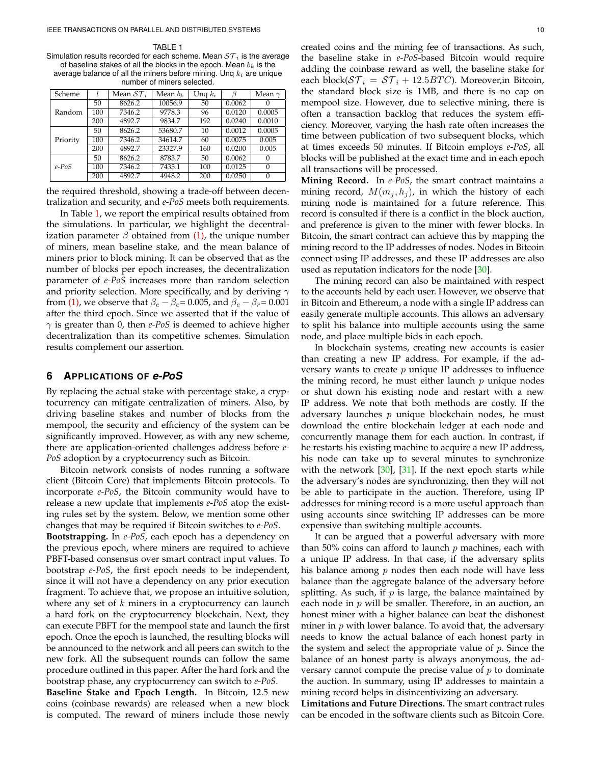TABLE 1
Simulation results recorded for each scheme. Mean $\mathcal{ST}_i$ is the average of baseline stakes of all the blocks in the epoch. Mean $b_k$ is the average balance of all the miners before mining. Unq $k_i$ are unique number of miners selected.

| Scheme | $l$ | Mean $\mathcal{ST}_i$ | Mean $b_k$ | Unq $k_i$ | $\beta$ | Mean $\gamma$ |
|---|---|---|---|---|---|---|
| Random | 50 | 8626.2 | 10056.9 | 50 | 0.0062 | 0 |
| | 100 | 7346.2 | 9778.3 | 96 | 0.0120 | 0.0005 |
| | 200 | 4892.7 | 9834.7 | 192 | 0.0240 | 0.0010 |
| Priority | 50 | 8626.2 | 53680.7 | 10 | 0.0012 | 0.0005 |
| | 100 | 7346.2 | 34614.7 | 60 | 0.0075 | 0.005 |
| | 200 | 4892.7 | 23327.9 | 160 | 0.0200 | 0.005 |
| *e-PoS* | 50 | 8626.2 | 8783.7 | 50 | 0.0062 | 0 |
| | 100 | 7346.2 | 7435.1 | 100 | 0.0125 | 0 |
| | 200 | 4892.7 | 4948.2 | 200 | 0.0250 | 0 |

the required threshold, showing a trade-off between decentralization and security, and *e-PoS* meets both requirements.

In Table 1, we report the empirical results obtained from the simulations. In particular, we highlight the decentralization parameter $\beta$ obtained from (1), the unique number of miners, mean baseline stake, and the mean balance of miners prior to block mining. It can be observed that as the number of blocks per epoch increases, the decentralization parameter of *e-PoS* increases more than random selection and priority selection. More specifically, and by deriving $\gamma$ from (1), we observe that $\beta_e - \beta_c$= 0.005, and $\beta_e - \beta_r$= 0.001 after the third epoch. Since we asserted that if the value of $\gamma$ is greater than 0, then *e-PoS* is deemed to achieve higher decentralization than its competitive schemes. Simulation results complement our assertion.

## 6 Applications of *e-PoS*

By replacing the actual stake with percentage stake, a cryptocurrency can mitigate centralization of miners. Also, by driving baseline stakes and number of blocks from the mempool, the security and efficiency of the system can be significantly improved. However, as with any new scheme, there are application-oriented challenges address before *e-PoS* adoption by a cryptocurrency such as Bitcoin.

Bitcoin network consists of nodes running a software client (Bitcoin Core) that implements Bitcoin protocols. To incorporate *e-PoS*, the Bitcoin community would have to release a new update that implements *e-PoS* atop the existing rules set by the system. Below, we mention some other changes that may be required if Bitcoin switches to *e-PoS*.

**Bootstrapping.** In *e-PoS*, each epoch has a dependency on the previous epoch, where miners are required to achieve PBFT-based consensus over smart contract input values. To bootstrap *e-PoS*, the first epoch needs to be independent, since it will not have a dependency on any prior execution fragment. To achieve that, we propose an intuitive solution, where any set of $k$ miners in a cryptocurrency can launch a hard fork on the cryptocurrency blockchain. Next, they can execute PBFT for the mempool state and launch the first epoch. Once the epoch is launched, the resulting blocks will be announced to the network and all peers can switch to the new fork. All the subsequent rounds can follow the same procedure outlined in this paper. After the hard fork and the bootstrap phase, any cryptocurrency can switch to *e-PoS*.

**Baseline Stake and Epoch Length.** In Bitcoin, 12.5 new coins (coinbase rewards) are released when a new block is computed. The reward of miners include those newly created coins and the mining fee of transactions. As such, the baseline stake in *e-PoS*-based Bitcoin would require adding the coinbase reward as well, the baseline stake for each block($\mathcal{ST}_i = \mathcal{ST}_i + 12.5BTC$). Moreover,in Bitcoin, the standard block size is 1MB, and there is no cap on mempool size. However, due to selective mining, there is often a transaction backlog that reduces the system efficiency. Moreover, varying the hash rate often increases the time between publication of two subsequent blocks, which at times exceeds 50 minutes. If Bitcoin employs *e-PoS*, all blocks will be published at the exact time and in each epoch all transactions will be processed.

**Mining Record.** In *e-PoS*, the smart contract maintains a mining record, $M(m_j, h_j)$, in which the history of each mining node is maintained for a future reference. This record is consulted if there is a conflict in the block auction, and preference is given to the miner with fewer blocks. In Bitcoin, the smart contract can achieve this by mapping the mining record to the IP addresses of nodes. Nodes in Bitcoin connect using IP addresses, and these IP addresses are also used as reputation indicators for the node [30].

The mining record can also be maintained with respect to the accounts held by each user. However, we observe that in Bitcoin and Ethereum, a node with a single IP address can easily generate multiple accounts. This allows an adversary to split his balance into multiple accounts using the same node, and place multiple bids in each epoch.

In blockchain systems, creating new accounts is easier than creating a new IP address. For example, if the adversary wants to create $p$ unique IP addresses to influence the mining record, he must either launch $p$ unique nodes or shut down his existing node and restart with a new IP address. We note that both methods are costly. If the adversary launches $p$ unique blockchain nodes, he must download the entire blockchain ledger at each node and concurrently manage them for each auction. In contrast, if he restarts his existing machine to acquire a new IP address, his node can take up to several minutes to synchronize with the network [30], [31]. If the next epoch starts while the adversary's nodes are synchronizing, then they will not be able to participate in the auction. Therefore, using IP addresses for mining record is a more useful approach than using accounts since switching IP addresses can be more expensive than switching multiple accounts.

It can be argued that a powerful adversary with more than 50% coins can afford to launch $p$ machines, each with a unique IP address. In that case, if the adversary splits his balance among $p$ nodes then each node will have less balance than the aggregate balance of the adversary before splitting. As such, if $p$ is large, the balance maintained by each node in $p$ will be smaller. Therefore, in an auction, an honest miner with a higher balance can beat the dishonest miner in $p$ with lower balance. To avoid that, the adversary needs to know the actual balance of each honest party in the system and select the appropriate value of $p$. Since the balance of an honest party is always anonymous, the adversary cannot compute the precise value of $p$ to dominate the auction. In summary, using IP addresses to maintain a mining record helps in disincentivizing an adversary.

**Limitations and Future Directions.** The smart contract rules can be encoded in the software clients such as Bitcoin Core.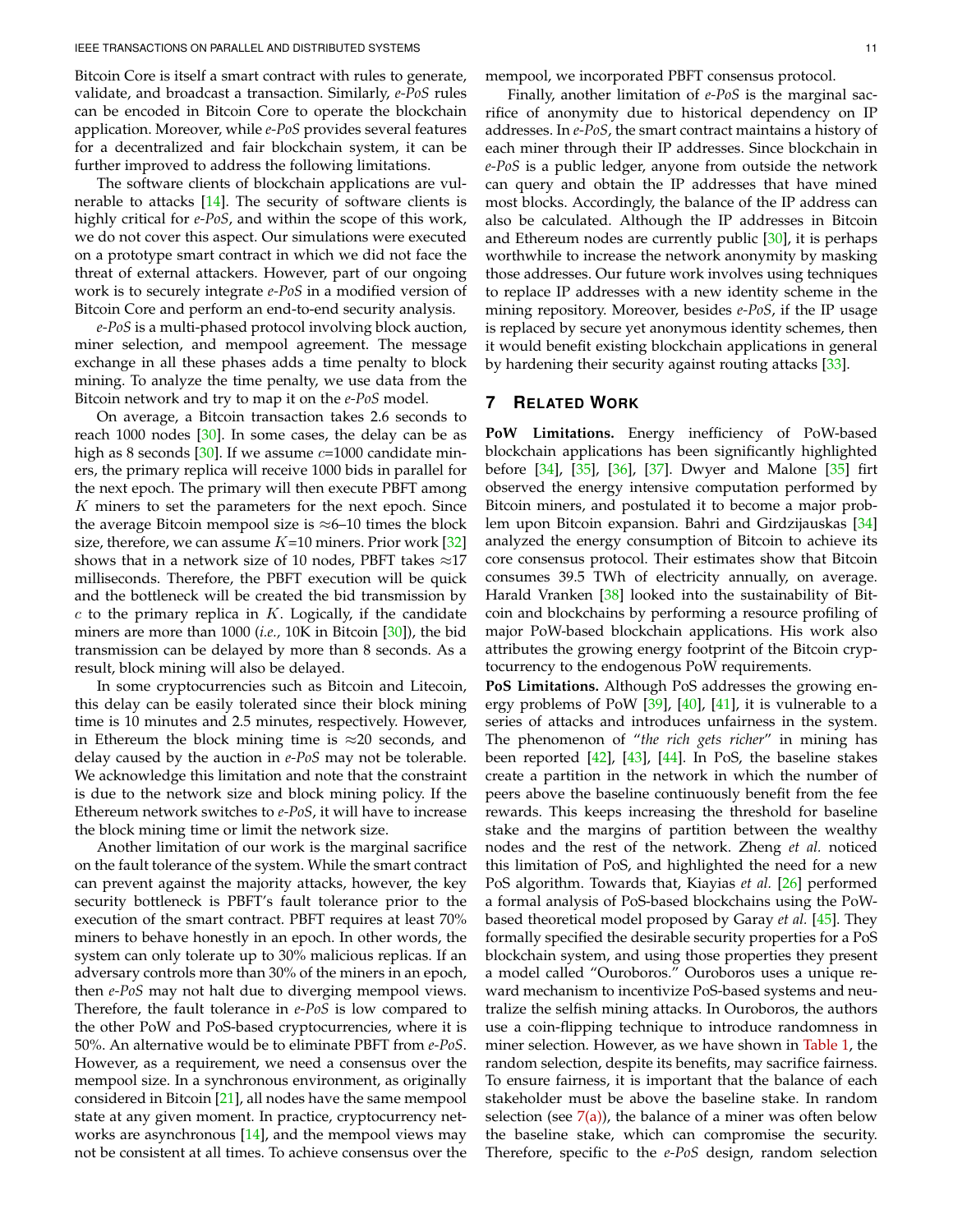Bitcoin Core is itself a smart contract with rules to generate, validate, and broadcast a transaction. Similarly, *e-PoS* rules can be encoded in Bitcoin Core to operate the blockchain application. Moreover, while *e-PoS* provides several features for a decentralized and fair blockchain system, it can be further improved to address the following limitations.

The software clients of blockchain applications are vulnerable to attacks [14]. The security of software clients is highly critical for *e-PoS*, and within the scope of this work, we do not cover this aspect. Our simulations were executed on a prototype smart contract in which we did not face the threat of external attackers. However, part of our ongoing work is to securely integrate *e-PoS* in a modified version of Bitcoin Core and perform an end-to-end security analysis.

*e-PoS* is a multi-phased protocol involving block auction, miner selection, and mempool agreement. The message exchange in all these phases adds a time penalty to block mining. To analyze the time penalty, we use data from the Bitcoin network and try to map it on the *e-PoS* model.

On average, a Bitcoin transaction takes 2.6 seconds to reach 1000 nodes [30]. In some cases, the delay can be as high as 8 seconds [30]. If we assume $c$=1000 candidate miners, the primary replica will receive 1000 bids in parallel for the next epoch. The primary will then execute PBFT among $K$ miners to set the parameters for the next epoch. Since the average Bitcoin mempool size is ≈6–10 times the block size, therefore, we can assume $K$=10 miners. Prior work [32] shows that in a network size of 10 nodes, PBFT takes ≈17 milliseconds. Therefore, the PBFT execution will be quick and the bottleneck will be created the bid transmission by $c$ to the primary replica in $K$. Logically, if the candidate miners are more than 1000 (*i.e.,* 10K in Bitcoin [30]), the bid transmission can be delayed by more than 8 seconds. As a result, block mining will also be delayed.

In some cryptocurrencies such as Bitcoin and Litecoin, this delay can be easily tolerated since their block mining time is 10 minutes and 2.5 minutes, respectively. However, in Ethereum the block mining time is ≈20 seconds, and delay caused by the auction in *e-PoS* may not be tolerable. We acknowledge this limitation and note that the constraint is due to the network size and block mining policy. If the Ethereum network switches to *e-PoS*, it will have to increase the block mining time or limit the network size.

Another limitation of our work is the marginal sacrifice on the fault tolerance of the system. While the smart contract can prevent against the majority attacks, however, the key security bottleneck is PBFT's fault tolerance prior to the execution of the smart contract. PBFT requires at least 70% miners to behave honestly in an epoch. In other words, the system can only tolerate up to 30% malicious replicas. If an adversary controls more than 30% of the miners in an epoch, then *e-PoS* may not halt due to diverging mempool views. Therefore, the fault tolerance in *e-PoS* is low compared to the other PoW and PoS-based cryptocurrencies, where it is 50%. An alternative would be to eliminate PBFT from *e-PoS*. However, as a requirement, we need a consensus over the mempool size. In a synchronous environment, as originally considered in Bitcoin [21], all nodes have the same mempool state at any given moment. In practice, cryptocurrency networks are asynchronous [14], and the mempool views may not be consistent at all times. To achieve consensus over the mempool, we incorporated PBFT consensus protocol.

Finally, another limitation of *e-PoS* is the marginal sacrifice of anonymity due to historical dependency on IP addresses. In *e-PoS*, the smart contract maintains a history of each miner through their IP addresses. Since blockchain in *e-PoS* is a public ledger, anyone from outside the network can query and obtain the IP addresses that have mined most blocks. Accordingly, the balance of the IP address can also be calculated. Although the IP addresses in Bitcoin and Ethereum nodes are currently public [30], it is perhaps worthwhile to increase the network anonymity by masking those addresses. Our future work involves using techniques to replace IP addresses with a new identity scheme in the mining repository. Moreover, besides *e-PoS*, if the IP usage is replaced by secure yet anonymous identity schemes, then it would benefit existing blockchain applications in general by hardening their security against routing attacks [33].

## 7 Related Work

**PoW Limitations.** Energy inefficiency of PoW-based blockchain applications has been significantly highlighted before [34], [35], [36], [37]. Dwyer and Malone [35] first observed the energy intensive computation performed by Bitcoin miners, and postulated it to become a major problem upon Bitcoin expansion. Bahri and Girdzijauskas [34] analyzed the energy consumption of Bitcoin to achieve its core consensus protocol. Their estimates show that Bitcoin consumes 39.5 TWh of electricity annually, on average. Harald Vranken [38] looked into the sustainability of Bitcoin and blockchains by performing a resource profiling of major PoW-based blockchain applications. His work also attributes the growing energy footprint of the Bitcoin cryptocurrency to the endogenous PoW requirements.

**PoS Limitations.** Although PoS addresses the growing energy problems of PoW [39], [40], [41], it is vulnerable to a series of attacks and introduces unfairness in the system. The phenomenon of "*the rich gets richer*" in mining has been reported [42], [43], [44]. In PoS, the baseline stakes create a partition in the network in which the number of peers above the baseline continuously benefit from the fee rewards. This keeps increasing the threshold for baseline stake and the margins of partition between the wealthy nodes and the rest of the network. Zheng *et al.* noticed this limitation of PoS, and highlighted the need for a new PoS algorithm. Towards that, Kiayias *et al.* [26] performed a formal analysis of PoS-based blockchains using the PoW-based theoretical model proposed by Garay *et al.* [45]. They formally specified the desirable security properties for a PoS blockchain system, and using those properties they present a model called "Ouroboros." Ouroboros uses a unique reward mechanism to incentivize PoS-based systems and neutralize the selfish mining attacks. In Ouroboros, the authors use a coin-flipping technique to introduce randomness in miner selection. However, as we have shown in Table 1, the random selection, despite its benefits, may sacrifice fairness. To ensure fairness, it is important that the balance of each stakeholder must be above the baseline stake. In random selection (see 7(a)), the balance of a miner was often below the baseline stake, which can compromise the security. Therefore, specific to the *e-PoS* design, random selection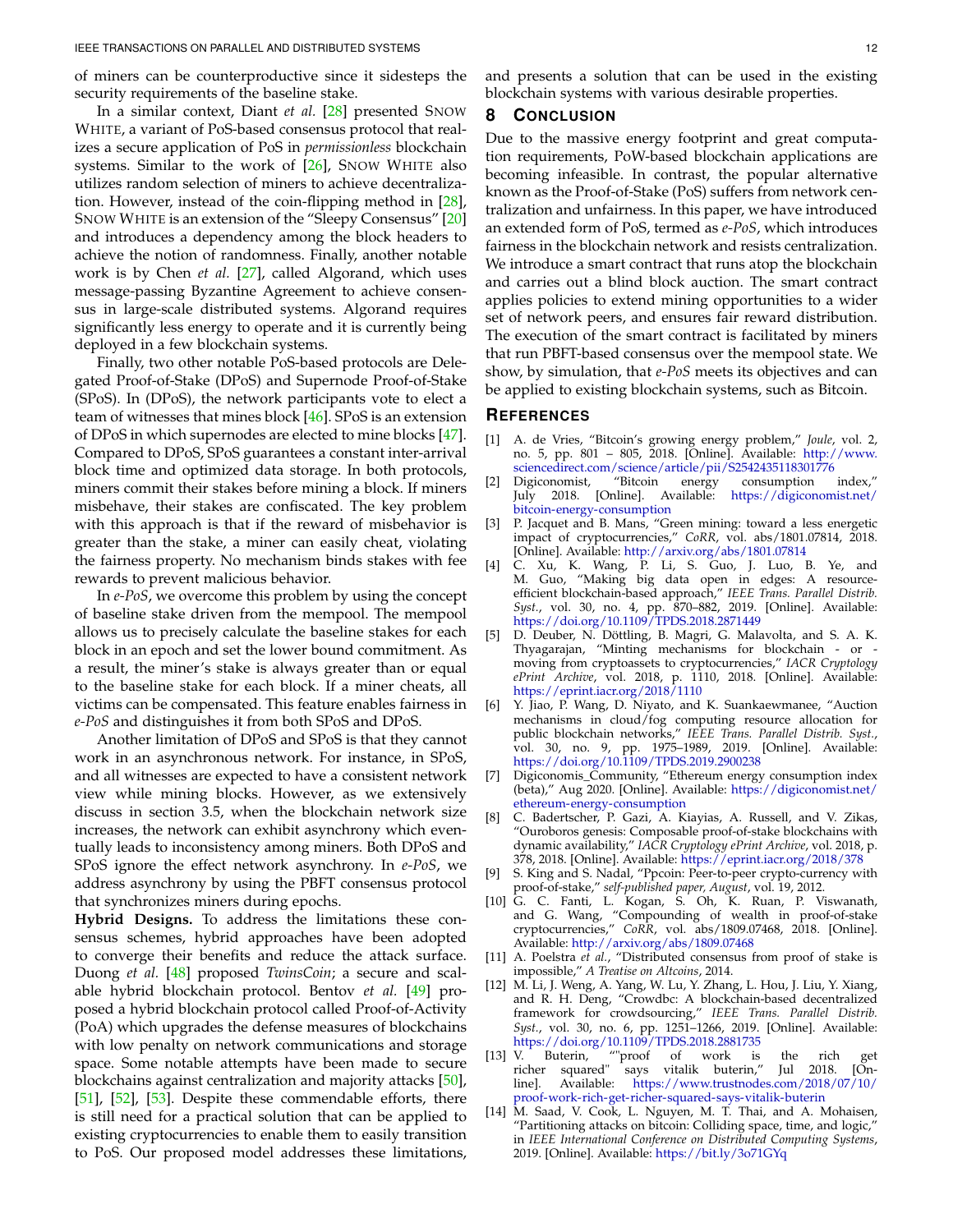of miners can be counterproductive since it sidesteps the security requirements of the baseline stake.

In a similar context, Diant *et al.* [28] presented SNOW WHITE, a variant of PoS-based consensus protocol that realizes a secure application of PoS in *permissionless* blockchain systems. Similar to the work of [26], SNOW WHITE also utilizes random selection of miners to achieve decentralization. However, instead of the coin-flipping method in [28], SNOW WHITE is an extension of the "Sleepy Consensus" [20] and introduces a dependency among the block headers to achieve the notion of randomness. Finally, another notable work is by Chen *et al.* [27], called Algorand, which uses message-passing Byzantine Agreement to achieve consensus in large-scale distributed systems. Algorand requires significantly less energy to operate and it is currently being deployed in a few blockchain systems.

Finally, two other notable PoS-based protocols are Delegated Proof-of-Stake (DPoS) and Supernode Proof-of-Stake (SPoS). In (DPoS), the network participants vote to elect a team of witnesses that mines block [46]. SPoS is an extension of DPoS in which supernodes are elected to mine blocks [47]. Compared to DPoS, SPoS guarantees a constant inter-arrival block time and optimized data storage. In both protocols, miners commit their stakes before mining a block. If miners misbehave, their stakes are confiscated. The key problem with this approach is that if the reward of misbehavior is greater than the stake, a miner can easily cheat, violating the fairness property. No mechanism binds stakes with fee rewards to prevent malicious behavior.

In *e-PoS*, we overcome this problem by using the concept of baseline stake driven from the mempool. The mempool allows us to precisely calculate the baseline stakes for each block in an epoch and set the lower bound commitment. As a result, the miner's stake is always greater than or equal to the baseline stake for each block. If a miner cheats, all victims can be compensated. This feature enables fairness in *e-PoS* and distinguishes it from both SPoS and DPoS.

Another limitation of DPoS and SPoS is that they cannot work in an asynchronous network. For instance, in SPoS, and all witnesses are expected to have a consistent network view while mining blocks. However, as we extensively discuss in section 3.5, when the blockchain network size increases, the network can exhibit asynchrony which eventually leads to inconsistency among miners. Both DPoS and SPoS ignore the effect network asynchrony. In *e-PoS*, we address asynchrony by using the PBFT consensus protocol that synchronizes miners during epochs.

**Hybrid Designs.** To address the limitations these consensus schemes, hybrid approaches have been adopted to converge their benefits and reduce the attack surface. Duong *et al.* [48] proposed *TwinsCoin*; a secure and scalable hybrid blockchain protocol. Bentov *et al.* [49] proposed a hybrid blockchain protocol called Proof-of-Activity (PoA) which upgrades the defense measures of blockchains with low penalty on network communications and storage space. Some notable attempts have been made to secure blockchains against centralization and majority attacks [50], [51], [52], [53]. Despite these commendable efforts, there is still need for a practical solution that can be applied to existing cryptocurrencies to enable them to easily transition to PoS. Our proposed model addresses these limitations, and presents a solution that can be used in the existing blockchain systems with various desirable properties.

## 8 Conclusion

Due to the massive energy footprint and great computation requirements, PoW-based blockchain applications are becoming infeasible. In contrast, the popular alternative known as the Proof-of-Stake (PoS) suffers from network centralization and unfairness. In this paper, we have introduced an extended form of PoS, termed as *e-PoS*, which introduces fairness in the blockchain network and resists centralization. We introduce a smart contract that runs atop the blockchain and carries out a blind block auction. The smart contract applies policies to extend mining opportunities to a wider set of network peers, and ensures fair reward distribution. The execution of the smart contract is facilitated by miners that run PBFT-based consensus over the mempool state. We show, by simulation, that *e-PoS* meets its objectives and can be applied to existing blockchain systems, such as Bitcoin.

## References

[1] A. de Vries, "Bitcoin's growing energy problem," *Joule*, vol. 2, no. 5, pp. 801 – 805, 2018. [Online]. Available: http://www.sciencedirect.com/science/article/pii/S2542435118301776

[2] Digiconomist, "Bitcoin energy consumption index," July 2018. [Online]. Available: https://digiconomist.net/bitcoin-energy-consumption

[3] P. Jacquet and B. Mans, "Green mining: toward a less energetic impact of cryptocurrencies," *CoRR*, vol. abs/1801.07814, 2018. [Online]. Available: http://arxiv.org/abs/1801.07814

[4] C. Xu, K. Wang, P. Li, S. Guo, J. Luo, B. Ye, and M. Guo, "Making big data open in edges: A resource-efficient blockchain-based approach," *IEEE Trans. Parallel Distrib. Syst.*, vol. 30, no. 4, pp. 870–882, 2019. [Online]. Available: https://doi.org/10.1109/TPDS.2018.2871449

[5] D. Deuber, N. Döttling, B. Magri, G. Malavolta, and S. A. K. Thyagarajan, "Minting mechanisms for blockchain - or - moving from cryptoassets to cryptocurrencies," *IACR Cryptology ePrint Archive*, vol. 2018, p. 1110, 2018. [Online]. Available: https://eprint.iacr.org/2018/1110

[6] Y. Jiao, P. Wang, D. Niyato, and K. Suankaewmanee, "Auction mechanisms in cloud/fog computing resource allocation for public blockchain networks," *IEEE Trans. Parallel Distrib. Syst.*, vol. 30, no. 9, pp. 1975–1989, 2019. [Online]. Available: https://doi.org/10.1109/TPDS.2019.2900238

[7] Digiconomis_Community, "Ethereum energy consumption index (beta)," Aug 2020. [Online]. Available: https://digiconomist.net/ethereum-energy-consumption

[8] C. Badertscher, P. Gazi, A. Kiayias, A. Russell, and V. Zikas, "Ouroboros genesis: Composable proof-of-stake blockchains with dynamic availability," *IACR Cryptology ePrint Archive*, vol. 2018, p. 378, 2018. [Online]. Available: https://eprint.iacr.org/2018/378

[9] S. King and S. Nadal, "Ppcoin: Peer-to-peer crypto-currency with proof-of-stake," *self-published paper, August*, vol. 19, 2012.

[10] G. C. Fanti, L. Kogan, S. Oh, K. Ruan, P. Viswanath, and G. Wang, "Compounding of wealth in proof-of-stake cryptocurrencies," *CoRR*, vol. abs/1809.07468, 2018. [Online]. Available: http://arxiv.org/abs/1809.07468

[11] A. Poelstra *et al.*, "Distributed consensus from proof of stake is impossible," *A Treatise on Altcoins*, 2014.

[12] M. Li, J. Weng, A. Yang, W. Lu, Y. Zhang, L. Hou, J. Liu, Y. Xiang, and R. H. Deng, "Crowdbc: A blockchain-based decentralized framework for crowdsourcing," *IEEE Trans. Parallel Distrib. Syst.*, vol. 30, no. 6, pp. 1251–1266, 2019. [Online]. Available: https://doi.org/10.1109/TPDS.2018.2881735

[13] V. Buterin, ""proof of work is the rich get richer squared" says vitalik buterin," Jul 2018. [Online]. Available: https://www.trustnodes.com/2018/07/10/proof-work-rich-get-richer-squared-says-vitalik-buterin

[14] M. Saad, V. Cook, L. Nguyen, M. T. Thai, and A. Mohaisen, "Partitioning attacks on bitcoin: Colliding space, time, and logic," in *IEEE International Conference on Distributed Computing Systems*, 2019. [Online]. Available: https://bit.ly/3o71GYq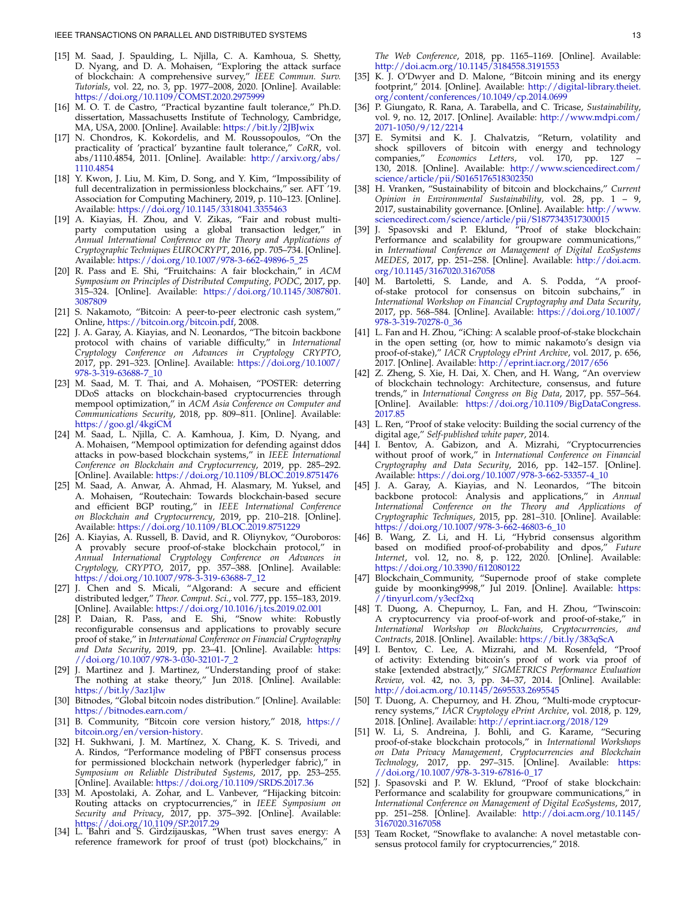[15] M. Saad, J. Spaulding, L. Njilla, C. A. Kamhoua, S. Shetty, D. Nyang, and D. A. Mohaisen, "Exploring the attack surface of blockchain: A comprehensive survey," *IEEE Commun. Surv. Tutorials*, vol. 22, no. 3, pp. 1977–2008, 2020. [Online]. Available: https://doi.org/10.1109/COMST.2020.2975999

[16] M. O. T. de Castro, "Practical byzantine fault tolerance," Ph.D. dissertation, Massachusetts Institute of Technology, Cambridge, MA, USA, 2000. [Online]. Available: https://bit.ly/2JBJwix

[17] N. Chondros, K. Kokordelis, and M. Roussopoulos, "On the practicality of 'practical' byzantine fault tolerance," *CoRR*, vol. abs/1110.4854, 2011. [Online]. Available: http://arxiv.org/abs/1110.4854

[18] Y. Kwon, J. Liu, M. Kim, D. Song, and Y. Kim, "Impossibility of full decentralization in permissionless blockchains," ser. AFT '19. Association for Computing Machinery, 2019, p. 110–123. [Online]. Available: https://doi.org/10.1145/3318041.3355463

[19] A. Kiayias, H. Zhou, and V. Zikas, "Fair and robust multi-party computation using a global transaction ledger," in *Annual International Conference on the Theory and Applications of Cryptographic Techniques EUROCRYPT*, 2016, pp. 705–734. [Online]. Available: https://doi.org/10.1007/978-3-662-49896-5_25

[20] R. Pass and E. Shi, "Fruitchains: A fair blockchain," in *ACM Symposium on Principles of Distributed Computing, PODC*, 2017, pp. 315–324. [Online]. Available: https://doi.org/10.1145/3087801.3087809

[21] S. Nakamoto, "Bitcoin: A peer-to-peer electronic cash system," Online, https://bitcoin.org/bitcoin.pdf, 2008.

[22] J. A. Garay, A. Kiayias, and N. Leonardos, "The bitcoin backbone protocol with chains of variable difficulty," in *International Cryptology Conference on Advances in Cryptology CRYPTO*, 2017, pp. 291–323. [Online]. Available: https://doi.org/10.1007/978-3-319-63688-7_10

[23] M. Saad, M. T. Thai, and A. Mohaisen, "POSTER: deterring DDoS attacks on blockchain-based cryptocurrencies through mempool optimization," in *ACM Asia Conference on Computer and Communications Security*, 2018, pp. 809–811. [Online]. Available: https://goo.gl/4kgiCM

[24] M. Saad, L. Njilla, C. A. Kamhoua, J. Kim, D. Nyang, and A. Mohaisen, "Mempool optimization for defending against ddos attacks in pow-based blockchain systems," in *IEEE International Conference on Blockchain and Cryptocurrency*, 2019, pp. 285–292. [Online]. Available: https://doi.org/10.1109/BLOC.2019.8751476

[25] M. Saad, A. Anwar, A. Ahmad, H. Alasmary, M. Yuksel, and A. Mohaisen, "Routechain: Towards blockchain-based secure and efficient BGP routing," in *IEEE International Conference on Blockchain and Cryptocurrency*, 2019, pp. 210–218. [Online]. Available: https://doi.org/10.1109/BLOC.2019.8751229

[26] A. Kiayias, A. Russell, B. David, and R. Oliynykov, "Ouroboros: A provably secure proof-of-stake blockchain protocol," in *Annual International Cryptology Conference on Advances in Cryptology, CRYPTO*, 2017, pp. 357–388. [Online]. Available: https://doi.org/10.1007/978-3-319-63688-7_12

[27] J. Chen and S. Micali, "Algorand: A secure and efficient distributed ledger," *Theor. Comput. Sci.*, vol. 777, pp. 155–183, 2019. [Online]. Available: https://doi.org/10.1016/j.tcs.2019.02.001

[28] P. Daian, R. Pass, and E. Shi, "Snow white: Robustly reconfigurable consensus and applications to provably secure proof of stake," in *International Conference on Financial Cryptography and Data Security*, 2019, pp. 23–41. [Online]. Available: https://doi.org/10.1007/978-3-030-32101-7_2

[29] J. Martinez and J. Martinez, "Understanding proof of stake: The nothing at stake theory," Jun 2018. [Online]. Available: https://bit.ly/3az1jlw

[30] Bitnodes, "Global bitcoin nodes distribution." [Online]. Available: https://bitnodes.earn.com/

[31] B. Community, "Bitcoin core version history," 2018, https://bitcoin.org/en/version-history.

[32] H. Sukhwani, J. M. Martínez, X. Chang, K. S. Trivedi, and A. Rindos, "Performance modeling of PBFT consensus process for permissioned blockchain network (hyperledger fabric)," in *Symposium on Reliable Distributed Systems*, 2017, pp. 253–255. [Online]. Available: https://doi.org/10.1109/SRDS.2017.36

[33] M. Apostolaki, A. Zohar, and L. Vanbever, "Hijacking bitcoin: Routing attacks on cryptocurrencies," in *IEEE Symposium on Security and Privacy*, 2017, pp. 375–392. [Online]. Available: https://doi.org/10.1109/SP.2017.29

[34] L. Bahri and S. Girdzijauskas, "When trust saves energy: A reference framework for proof of trust (pot) blockchains," in *The Web Conference*, 2018, pp. 1165–1169. [Online]. Available: http://doi.acm.org/10.1145/3184558.3191553

[35] K. J. O'Dwyer and D. Malone, "Bitcoin mining and its energy footprint," 2014. [Online]. Available: http://digital-library.theiet.org/content/conferences/10.1049/cp.2014.0699

[36] P. Giungato, R. Rana, A. Tarabella, and C. Tricase, *Sustainability*, vol. 9, no. 12, 2017. [Online]. Available: http://www.mdpi.com/2071-1050/9/12/2214

[37] E. Symitsi and K. J. Chalvatzis, "Return, volatility and shock spillovers of bitcoin with energy and technology companies," *Economics Letters*, vol. 170, pp. 127 – 130, 2018. [Online]. Available: http://www.sciencedirect.com/science/article/pii/S0165176518302350

[38] H. Vranken, "Sustainability of bitcoin and blockchains," *Current Opinion in Environmental Sustainability*, vol. 28, pp. 1 – 9, 2017, sustainability governance. [Online]. Available: http://www.sciencedirect.com/science/article/pii/S1877343517300015

[39] J. Spasovski and P. Eklund, "Proof of stake blockchain: Performance and scalability for groupware communications," in *International Conference on Management of Digital EcoSystems MEDES*, 2017, pp. 251–258. [Online]. Available: http://doi.acm.org/10.1145/3167020.3167058

[40] M. Bartoletti, S. Lande, and A. S. Podda, "A proof-of-stake protocol for consensus on bitcoin subchains," in *International Workshop on Financial Cryptography and Data Security*, 2017, pp. 568–584. [Online]. Available: https://doi.org/10.1007/978-3-319-70278-0_36

[41] L. Fan and H. Zhou, "iChing: A scalable proof-of-stake blockchain in the open setting (or, how to mimic nakamoto's design via proof-of-stake)," *IACR Cryptology ePrint Archive*, vol. 2017, p. 656, 2017. [Online]. Available: http://eprint.iacr.org/2017/656

[42] Z. Zheng, S. Xie, H. Dai, X. Chen, and H. Wang, "An overview of blockchain technology: Architecture, consensus, and future trends," in *International Congress on Big Data*, 2017, pp. 557–564. [Online]. Available: https://doi.org/10.1109/BigDataCongress.2017.85

[43] L. Ren, "Proof of stake velocity: Building the social currency of the digital age," *Self-published white paper*, 2014.

[44] I. Bentov, A. Gabizon, and A. Mizrahi, "Cryptocurrencies without proof of work," in *International Conference on Financial Cryptography and Data Security*, 2016, pp. 142–157. [Online]. Available: https://doi.org/10.1007/978-3-662-53357-4_10

[45] J. A. Garay, A. Kiayias, and N. Leonardos, "The bitcoin backbone protocol: Analysis and applications," in *Annual International Conference on the Theory and Applications of Cryptographic Techniques*, 2015, pp. 281–310. [Online]. Available: https://doi.org/10.1007/978-3-662-46803-6_10

[46] B. Wang, Z. Li, and H. Li, "Hybrid consensus algorithm based on modified proof-of-probability and dpos," *Future Internet*, vol. 12, no. 8, p. 122, 2020. [Online]. Available: https://doi.org/10.3390/fi12080122

[47] Blockchain_Community, "Supernode proof of stake complete guide by moonking9998," Jul 2019. [Online]. Available: https://tinyurl.com/y3ecf2xq

[48] T. Duong, A. Chepurnoy, L. Fan, and H. Zhou, "Twinscoin: A cryptocurrency via proof-of-work and proof-of-stake," in *International Workshop on Blockchains, Cryptocurrencies, and Contracts*, 2018. [Online]. Available: https://bit.ly/383qScA

[49] I. Bentov, C. Lee, A. Mizrahi, and M. Rosenfeld, "Proof of activity: Extending bitcoin's proof of work via proof of stake [extended abstract]y," *SIGMETRICS Performance Evaluation Review*, vol. 42, no. 3, pp. 34–37, 2014. [Online]. Available: http://doi.acm.org/10.1145/2695533.2695545

[50] T. Duong, A. Chepurnoy, and H. Zhou, "Multi-mode cryptocurrency systems," *IACR Cryptology ePrint Archive*, vol. 2018, p. 129, 2018. [Online]. Available: http://eprint.iacr.org/2018/129

[51] W. Li, S. Andreina, J. Bohli, and G. Karame, "Securing proof-of-stake blockchain protocols," in *International Workshops on Data Privacy Management, Cryptocurrencies and Blockchain Technology*, 2017, pp. 297–315. [Online]. Available: https://doi.org/10.1007/978-3-319-67816-0_17

[52] J. Spasovski and P. W. Eklund, "Proof of stake blockchain: Performance and scalability for groupware communications," in *International Conference on Management of Digital EcoSystems*, 2017, pp. 251–258. [Online]. Available: http://doi.acm.org/10.1145/3167020.3167058

[53] Team Rocket, "Snowflake to avalanche: A novel metastable consensus protocol family for cryptocurrencies," 2018.